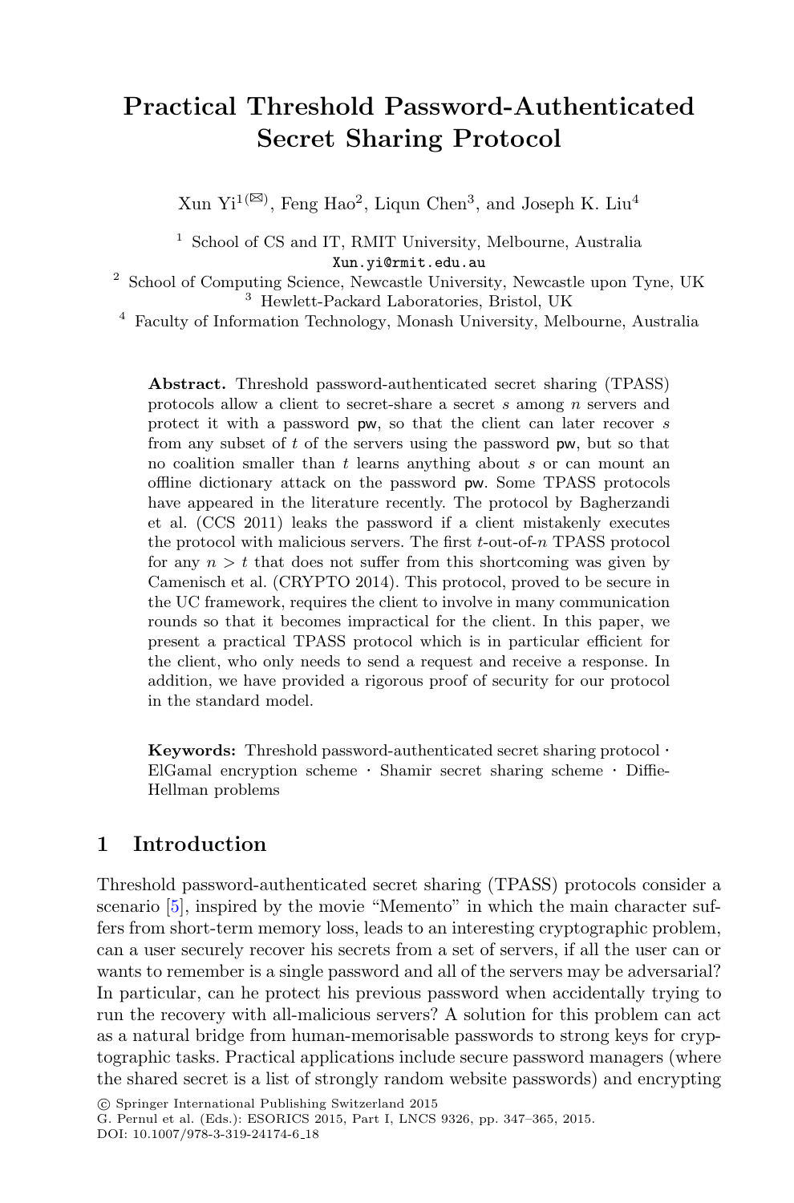# Practical Threshold Password-Authenticated Secret Sharing Protocol

Xun Yi[1](✉), Feng Hao[2], Liqun Chen[3], and Joseph K. Liu[4]

[1] School of CS and IT, RMIT University, Melbourne, Australia
Xun.yi@rmit.edu.au

[2] School of Computing Science, Newcastle University, Newcastle upon Tyne, UK

[3] Hewlett-Packard Laboratories, Bristol, UK

[4] Faculty of Information Technology, Monash University, Melbourne, Australia

**Abstract.** Threshold password-authenticated secret sharing (TPASS) protocols allow a client to secret-share a secret $s$ among $n$ servers and protect it with a password $\mathsf{pw}$, so that the client can later recover $s$ from any subset of $t$ of the servers using the password $\mathsf{pw}$, but so that no coalition smaller than $t$ learns anything about $s$ or can mount an offline dictionary attack on the password $\mathsf{pw}$. Some TPASS protocols have appeared in the literature recently. The protocol by Bagherzandi et al. (CCS 2011) leaks the password if a client mistakenly executes the protocol with malicious servers. The first $t$-out-of-$n$ TPASS protocol for any $n > t$ that does not suffer from this shortcoming was given by Camenisch et al. (CRYPTO 2014). This protocol, proved to be secure in the UC framework, requires the client to involve in many communication rounds so that it becomes impractical for the client. In this paper, we present a practical TPASS protocol which is in particular efficient for the client, who only needs to send a request and receive a response. In addition, we have provided a rigorous proof of security for our protocol in the standard model.

**Keywords:** Threshold password-authenticated secret sharing protocol · ElGamal encryption scheme · Shamir secret sharing scheme · Diffie-Hellman problems

## 1 Introduction

Threshold password-authenticated secret sharing (TPASS) protocols consider a scenario [5], inspired by the movie "Memento" in which the main character suffers from short-term memory loss, leads to an interesting cryptographic problem, can a user securely recover his secrets from a set of servers, if all the user can or wants to remember is a single password and all of the servers may be adversarial? In particular, can he protect his previous password when accidentally trying to run the recovery with all-malicious servers? A solution for this problem can act as a natural bridge from human-memorisable passwords to strong keys for cryptographic tasks. Practical applications include secure password managers (where the shared secret is a list of strongly random website passwords) and encrypting

© Springer International Publishing Switzerland 2015
G. Pernul et al. (Eds.): ESORICS 2015, Part I, LNCS 9326, pp. 347–365, 2015.
DOI: 10.1007/978-3-319-24174-6_18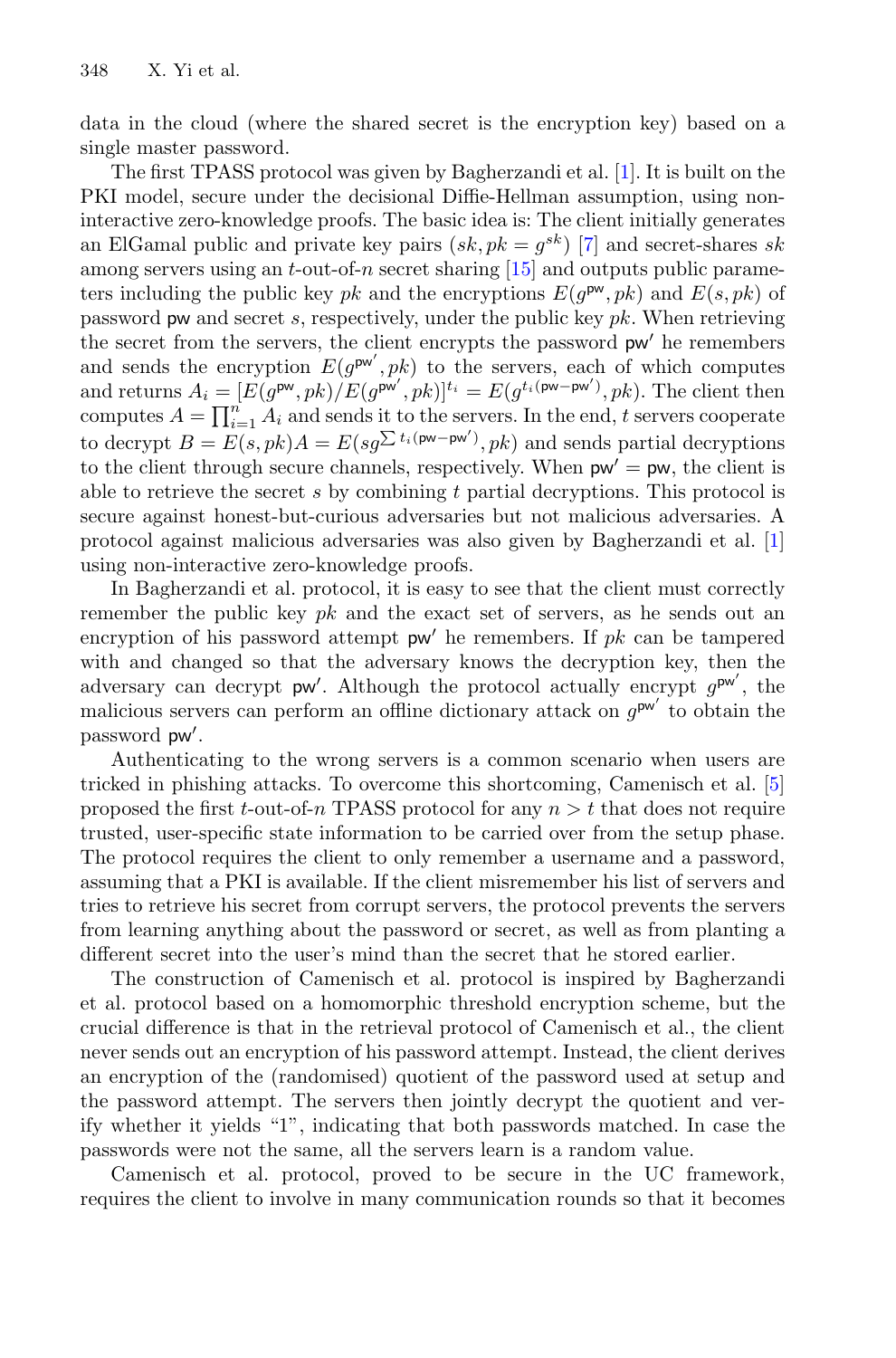data in the cloud (where the shared secret is the encryption key) based on a single master password.

The first TPASS protocol was given by Bagherzandi et al. [1]. It is built on the PKI model, secure under the decisional Diffie-Hellman assumption, using non-interactive zero-knowledge proofs. The basic idea is: The client initially generates an ElGamal public and private key pairs $(sk, pk = g^{sk})$ [7] and secret-shares $sk$ among servers using an $t$-out-of-$n$ secret sharing [15] and outputs public parameters including the public key $pk$ and the encryptions $E(g^{\mathsf{pw}}, pk)$ and $E(s, pk)$ of password $\mathsf{pw}$ and secret $s$, respectively, under the public key $pk$. When retrieving the secret from the servers, the client encrypts the password $\mathsf{pw}'$ he remembers and sends the encryption $E(g^{\mathsf{pw}'}, pk)$ to the servers, each of which computes and returns $A_i = [E(g^{\mathsf{pw}}, pk)/E(g^{\mathsf{pw}'}, pk)]^{t_i} = E(g^{t_i(\mathsf{pw}-\mathsf{pw}')}, pk)$. The client then computes $A = \prod_{i=1}^{n} A_i$ and sends it to the servers. In the end, $t$ servers cooperate to decrypt $B = E(s, pk)A = E(sg^{\sum t_i(\mathsf{pw}-\mathsf{pw}')}, pk)$ and sends partial decryptions to the client through secure channels, respectively. When $\mathsf{pw}' = \mathsf{pw}$, the client is able to retrieve the secret $s$ by combining $t$ partial decryptions. This protocol is secure against honest-but-curious adversaries but not malicious adversaries. A protocol against malicious adversaries was also given by Bagherzandi et al. [1] using non-interactive zero-knowledge proofs.

In Bagherzandi et al. protocol, it is easy to see that the client must correctly remember the public key $pk$ and the exact set of servers, as he sends out an encryption of his password attempt $\mathsf{pw}'$ he remembers. If $pk$ can be tampered with and changed so that the adversary knows the decryption key, then the adversary can decrypt $\mathsf{pw}'$. Although the protocol actually encrypt $g^{\mathsf{pw}'}$, the malicious servers can perform an offline dictionary attack on $g^{\mathsf{pw}'}$ to obtain the password $\mathsf{pw}'$.

Authenticating to the wrong servers is a common scenario when users are tricked in phishing attacks. To overcome this shortcoming, Camenisch et al. [5] proposed the first $t$-out-of-$n$ TPASS protocol for any $n > t$ that does not require trusted, user-specific state information to be carried over from the setup phase. The protocol requires the client to only remember a username and a password, assuming that a PKI is available. If the client misremember his list of servers and tries to retrieve his secret from corrupt servers, the protocol prevents the servers from learning anything about the password or secret, as well as from planting a different secret into the user's mind than the secret that he stored earlier.

The construction of Camenisch et al. protocol is inspired by Bagherzandi et al. protocol based on a homomorphic threshold encryption scheme, but the crucial difference is that in the retrieval protocol of Camenisch et al., the client never sends out an encryption of his password attempt. Instead, the client derives an encryption of the (randomised) quotient of the password used at setup and the password attempt. The servers then jointly decrypt the quotient and verify whether it yields "1", indicating that both passwords matched. In case the passwords were not the same, all the servers learn is a random value.

Camenisch et al. protocol, proved to be secure in the UC framework, requires the client to involve in many communication rounds so that it becomes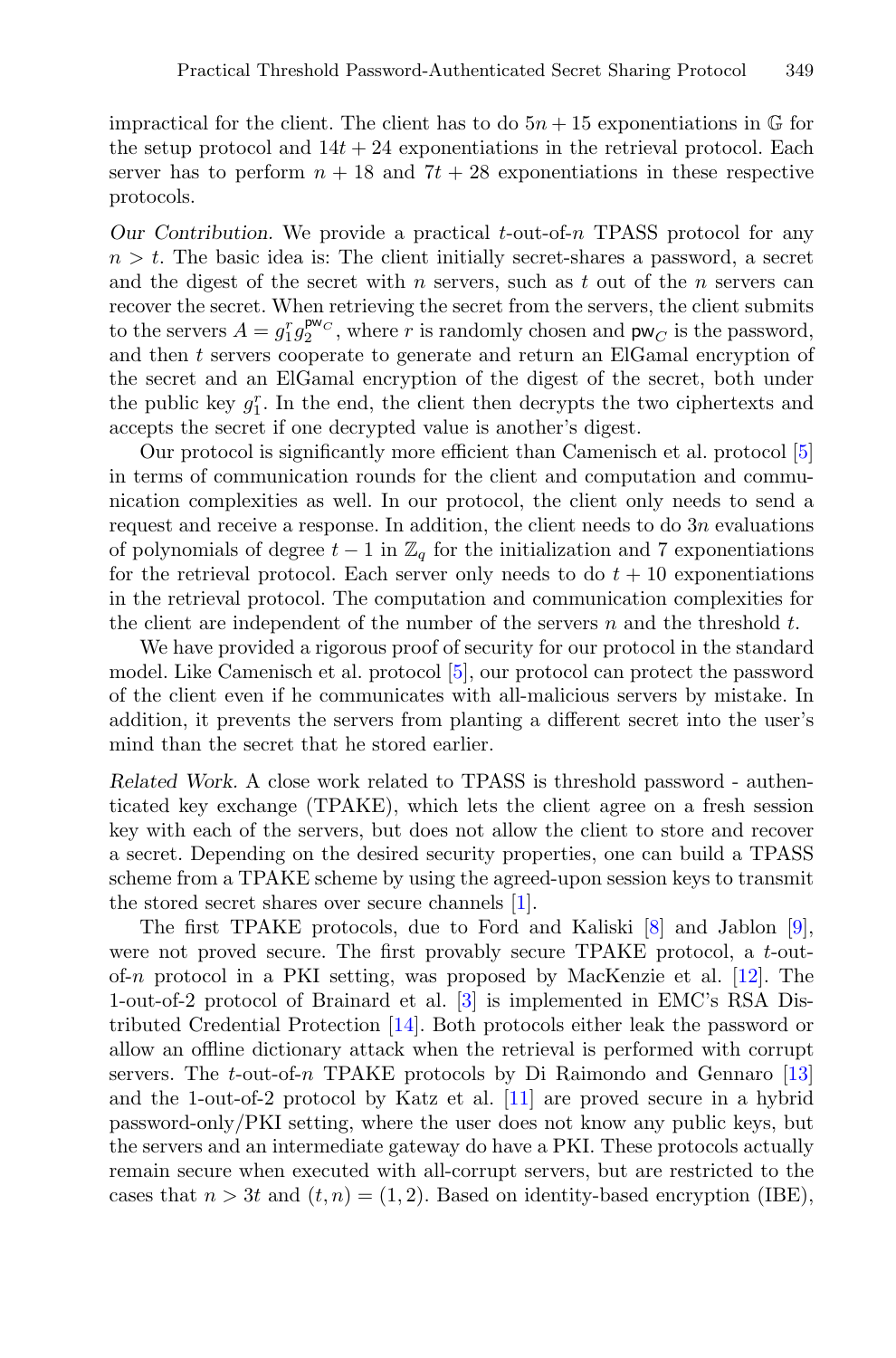impractical for the client. The client has to do $5n + 15$ exponentiations in $\mathbb{G}$ for the setup protocol and $14t + 24$ exponentiations in the retrieval protocol. Each server has to perform $n + 18$ and $7t + 28$ exponentiations in these respective protocols.

*Our Contribution.* We provide a practical $t$-out-of-$n$ TPASS protocol for any $n > t$. The basic idea is: The client initially secret-shares a password, a secret and the digest of the secret with $n$ servers, such as $t$ out of the $n$ servers can recover the secret. When retrieving the secret from the servers, the client submits to the servers $A = g_1^r g_2^{\mathsf{pw}_C}$, where $r$ is randomly chosen and $\mathsf{pw}_C$ is the password, and then $t$ servers cooperate to generate and return an ElGamal encryption of the secret and an ElGamal encryption of the digest of the secret, both under the public key $g_1^r$. In the end, the client then decrypts the two ciphertexts and accepts the secret if one decrypted value is another's digest.

Our protocol is significantly more efficient than Camenisch et al. protocol [5] in terms of communication rounds for the client and computation and communication complexities as well. In our protocol, the client only needs to send a request and receive a response. In addition, the client needs to do $3n$ evaluations of polynomials of degree $t - 1$ in $\mathbb{Z}_q$ for the initialization and 7 exponentiations for the retrieval protocol. Each server only needs to do $t + 10$ exponentiations in the retrieval protocol. The computation and communication complexities for the client are independent of the number of the servers $n$ and the threshold $t$.

We have provided a rigorous proof of security for our protocol in the standard model. Like Camenisch et al. protocol [5], our protocol can protect the password of the client even if he communicates with all-malicious servers by mistake. In addition, it prevents the servers from planting a different secret into the user's mind than the secret that he stored earlier.

*Related Work.* A close work related to TPASS is threshold password - authenticated key exchange (TPAKE), which lets the client agree on a fresh session key with each of the servers, but does not allow the client to store and recover a secret. Depending on the desired security properties, one can build a TPASS scheme from a TPAKE scheme by using the agreed-upon session keys to transmit the stored secret shares over secure channels [1].

The first TPAKE protocols, due to Ford and Kaliski [8] and Jablon [9], were not proved secure. The first provably secure TPAKE protocol, a $t$-out-of-$n$ protocol in a PKI setting, was proposed by MacKenzie et al. [12]. The 1-out-of-2 protocol of Brainard et al. [3] is implemented in EMC's RSA Distributed Credential Protection [14]. Both protocols either leak the password or allow an offline dictionary attack when the retrieval is performed with corrupt servers. The $t$-out-of-$n$ TPAKE protocols by Di Raimondo and Gennaro [13] and the 1-out-of-2 protocol by Katz et al. [11] are proved secure in a hybrid password-only/PKI setting, where the user does not know any public keys, but the servers and an intermediate gateway do have a PKI. These protocols actually remain secure when executed with all-corrupt servers, but are restricted to the cases that $n > 3t$ and $(t, n) = (1, 2)$. Based on identity-based encryption (IBE),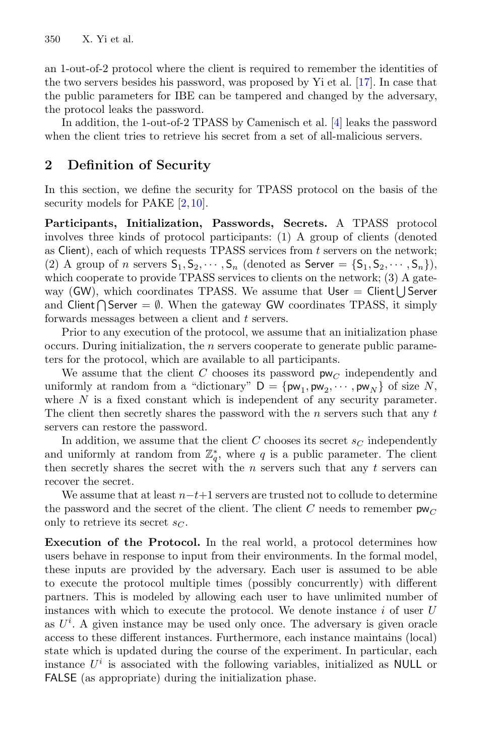an 1-out-of-2 protocol where the client is required to remember the identities of the two servers besides his password, was proposed by Yi et al. [17]. In case that the public parameters for IBE can be tampered and changed by the adversary, the protocol leaks the password.

In addition, the 1-out-of-2 TPASS by Camenisch et al. [4] leaks the password when the client tries to retrieve his secret from a set of all-malicious servers.

## 2 Definition of Security

In this section, we define the security for TPASS protocol on the basis of the security models for PAKE [2,10].

**Participants, Initialization, Passwords, Secrets.** A TPASS protocol involves three kinds of protocol participants: (1) A group of clients (denoted as $\mathsf{Client}$), each of which requests TPASS services from $t$ servers on the network; (2) A group of $n$ servers $\mathsf{S}_1, \mathsf{S}_2, \cdots, \mathsf{S}_n$ (denoted as $\mathsf{Server} = \{\mathsf{S}_1, \mathsf{S}_2, \cdots, \mathsf{S}_n\}$), which cooperate to provide TPASS services to clients on the network; (3) A gateway ($\mathsf{GW}$), which coordinates TPASS. We assume that $\mathsf{User} = \mathsf{Client} \bigcup \mathsf{Server}$ and $\mathsf{Client} \bigcap \mathsf{Server} = \emptyset$. When the gateway $\mathsf{GW}$ coordinates TPASS, it simply forwards messages between a client and $t$ servers.

Prior to any execution of the protocol, we assume that an initialization phase occurs. During initialization, the $n$ servers cooperate to generate public parameters for the protocol, which are available to all participants.

We assume that the client $C$ chooses its password $\mathsf{pw}_C$ independently and uniformly at random from a "dictionary" $\mathsf{D} = \{\mathsf{pw}_1, \mathsf{pw}_2, \cdots, \mathsf{pw}_N\}$ of size $N$, where $N$ is a fixed constant which is independent of any security parameter. The client then secretly shares the password with the $n$ servers such that any $t$ servers can restore the password.

In addition, we assume that the client $C$ chooses its secret $s_C$ independently and uniformly at random from $\mathbb{Z}_q^*$, where $q$ is a public parameter. The client then secretly shares the secret with the $n$ servers such that any $t$ servers can recover the secret.

We assume that at least $n-t+1$ servers are trusted not to collude to determine the password and the secret of the client. The client $C$ needs to remember $\mathsf{pw}_C$ only to retrieve its secret $s_C$.

**Execution of the Protocol.** In the real world, a protocol determines how users behave in response to input from their environments. In the formal model, these inputs are provided by the adversary. Each user is assumed to be able to execute the protocol multiple times (possibly concurrently) with different partners. This is modeled by allowing each user to have unlimited number of instances with which to execute the protocol. We denote instance $i$ of user $U$ as $U^i$. A given instance may be used only once. The adversary is given oracle access to these different instances. Furthermore, each instance maintains (local) state which is updated during the course of the experiment. In particular, each instance $U^i$ is associated with the following variables, initialized as $\mathsf{NULL}$ or $\mathsf{FALSE}$ (as appropriate) during the initialization phase.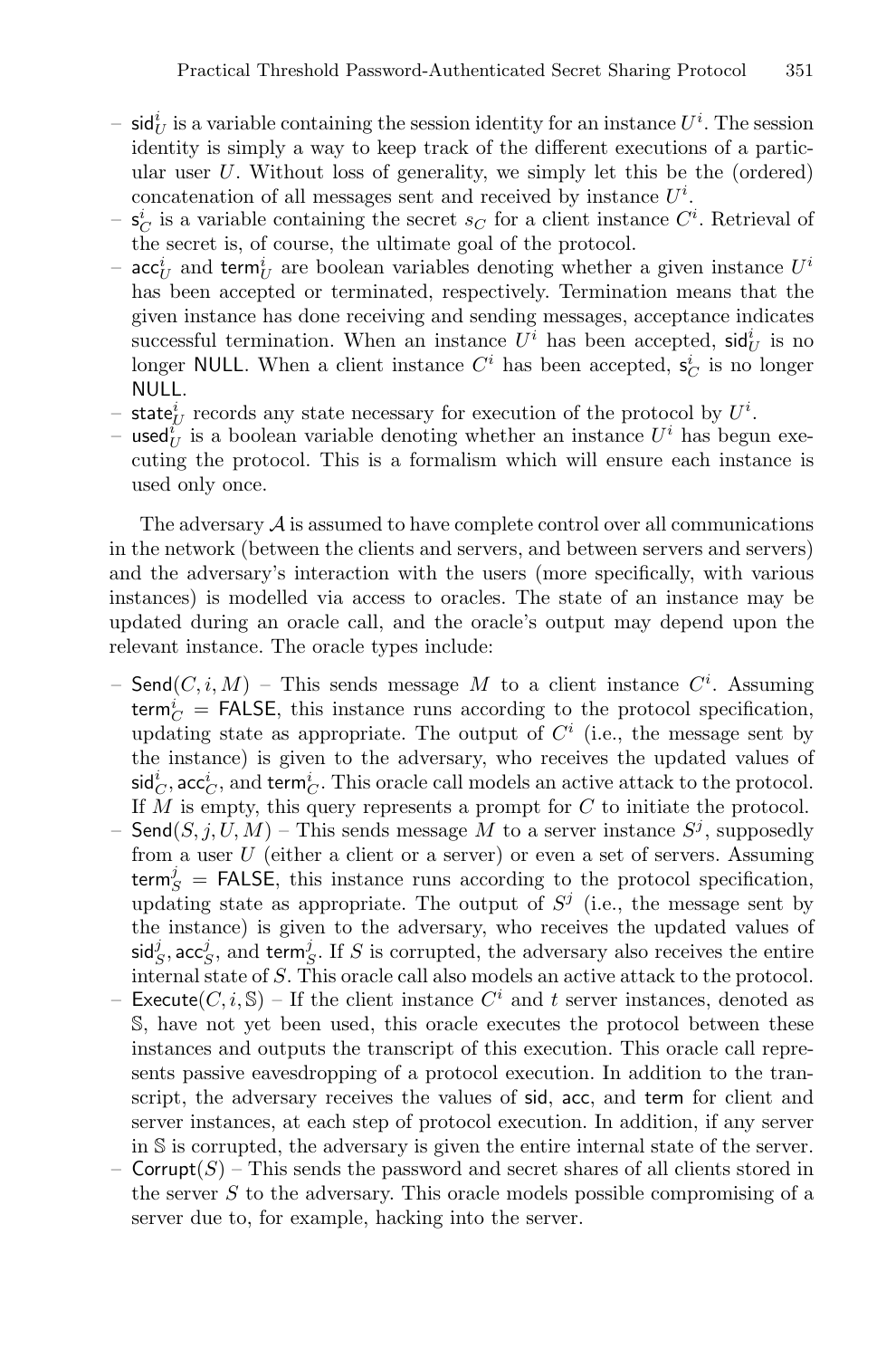- $\mathsf{sid}_U^i$ is a variable containing the session identity for an instance $U^i$. The session identity is simply a way to keep track of the different executions of a particular user $U$. Without loss of generality, we simply let this be the (ordered) concatenation of all messages sent and received by instance $U^i$.
- $\mathsf{s}_C^i$ is a variable containing the secret $s_C$ for a client instance $C^i$. Retrieval of the secret is, of course, the ultimate goal of the protocol.
- $\mathsf{acc}_U^i$ and $\mathsf{term}_U^i$ are boolean variables denoting whether a given instance $U^i$ has been accepted or terminated, respectively. Termination means that the given instance has done receiving and sending messages, acceptance indicates successful termination. When an instance $U^i$ has been accepted, $\mathsf{sid}_U^i$ is no longer $\mathsf{NULL}$. When a client instance $C^i$ has been accepted, $\mathsf{s}_C^i$ is no longer $\mathsf{NULL}$.
- $\mathsf{state}_U^i$ records any state necessary for execution of the protocol by $U^i$.
- $\mathsf{used}_U^i$ is a boolean variable denoting whether an instance $U^i$ has begun executing the protocol. This is a formalism which will ensure each instance is used only once.

The adversary $\mathcal{A}$ is assumed to have complete control over all communications in the network (between the clients and servers, and between servers and servers) and the adversary's interaction with the users (more specifically, with various instances) is modelled via access to oracles. The state of an instance may be updated during an oracle call, and the oracle's output may depend upon the relevant instance. The oracle types include:

- $\mathsf{Send}(C, i, M)$ – This sends message $M$ to a client instance $C^i$. Assuming $\mathsf{term}_C^i = \mathsf{FALSE}$, this instance runs according to the protocol specification, updating state as appropriate. The output of $C^i$ (i.e., the message sent by the instance) is given to the adversary, who receives the updated values of $\mathsf{sid}_C^i, \mathsf{acc}_C^i$, and $\mathsf{term}_C^i$. This oracle call models an active attack to the protocol. If $M$ is empty, this query represents a prompt for $C$ to initiate the protocol.
- $\mathsf{Send}(S, j, U, M)$ – This sends message $M$ to a server instance $S^j$, supposedly from a user $U$ (either a client or a server) or even a set of servers. Assuming $\mathsf{term}_S^j = \mathsf{FALSE}$, this instance runs according to the protocol specification, updating state as appropriate. The output of $S^j$ (i.e., the message sent by the instance) is given to the adversary, who receives the updated values of $\mathsf{sid}_S^j, \mathsf{acc}_S^j$, and $\mathsf{term}_S^j$. If $S$ is corrupted, the adversary also receives the entire internal state of $S$. This oracle call also models an active attack to the protocol.
- $\mathsf{Execute}(C, i, \mathbb{S})$ – If the client instance $C^i$ and $t$ server instances, denoted as $\mathbb{S}$, have not yet been used, this oracle executes the protocol between these instances and outputs the transcript of this execution. This oracle call represents passive eavesdropping of a protocol execution. In addition to the transcript, the adversary receives the values of $\mathsf{sid}$, $\mathsf{acc}$, and $\mathsf{term}$ for client and server instances, at each step of protocol execution. In addition, if any server in $\mathbb{S}$ is corrupted, the adversary is given the entire internal state of the server.
- $\mathsf{Corrupt}(S)$ – This sends the password and secret shares of all clients stored in the server $S$ to the adversary. This oracle models possible compromising of a server due to, for example, hacking into the server.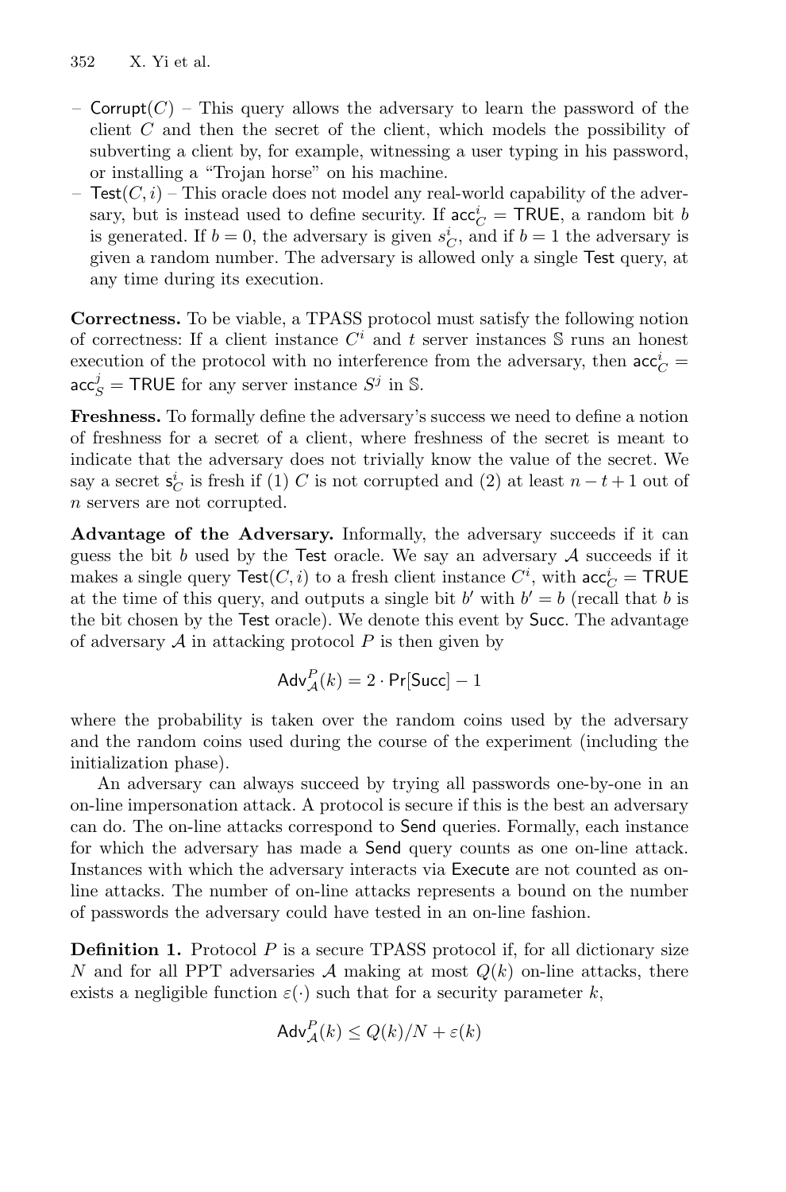- Corrupt($C$) – This query allows the adversary to learn the password of the client $C$ and then the secret of the client, which models the possibility of subverting a client by, for example, witnessing a user typing in his password, or installing a "Trojan horse" on his machine.
- Test($C, i$) – This oracle does not model any real-world capability of the adversary, but is instead used to define security. If $\mathsf{acc}_C^i = \mathsf{TRUE}$, a random bit $b$ is generated. If $b = 0$, the adversary is given $s_C^i$, and if $b = 1$ the adversary is given a random number. The adversary is allowed only a single Test query, at any time during its execution.

**Correctness.** To be viable, a TPASS protocol must satisfy the following notion of correctness: If a client instance $C^i$ and $t$ server instances $\mathbb{S}$ runs an honest execution of the protocol with no interference from the adversary, then $\mathsf{acc}_C^i = \mathsf{acc}_S^j = \mathsf{TRUE}$ for any server instance $S^j$ in $\mathbb{S}$.

**Freshness.** To formally define the adversary's success we need to define a notion of freshness for a secret of a client, where freshness of the secret is meant to indicate that the adversary does not trivially know the value of the secret. We say a secret $\mathsf{s}_C^i$ is fresh if (1) $C$ is not corrupted and (2) at least $n - t + 1$ out of $n$ servers are not corrupted.

**Advantage of the Adversary.** Informally, the adversary succeeds if it can guess the bit $b$ used by the Test oracle. We say an adversary $\mathcal{A}$ succeeds if it makes a single query Test($C, i$) to a fresh client instance $C^i$, with $\mathsf{acc}_C^i = \mathsf{TRUE}$ at the time of this query, and outputs a single bit $b'$ with $b' = b$ (recall that $b$ is the bit chosen by the Test oracle). We denote this event by Succ. The advantage of adversary $\mathcal{A}$ in attacking protocol $P$ is then given by

$$\mathsf{Adv}_{\mathcal{A}}^P(k) = 2 \cdot \mathsf{Pr}[\mathsf{Succ}] - 1$$

where the probability is taken over the random coins used by the adversary and the random coins used during the course of the experiment (including the initialization phase).

An adversary can always succeed by trying all passwords one-by-one in an on-line impersonation attack. A protocol is secure if this is the best an adversary can do. The on-line attacks correspond to Send queries. Formally, each instance for which the adversary has made a Send query counts as one on-line attack. Instances with which the adversary interacts via Execute are not counted as on-line attacks. The number of on-line attacks represents a bound on the number of passwords the adversary could have tested in an on-line fashion.

**Definition 1.** Protocol $P$ is a secure TPASS protocol if, for all dictionary size $N$ and for all PPT adversaries $\mathcal{A}$ making at most $Q(k)$ on-line attacks, there exists a negligible function $\varepsilon(\cdot)$ such that for a security parameter $k$,

$$\mathsf{Adv}_{\mathcal{A}}^P(k) \le Q(k)/N + \varepsilon(k)$$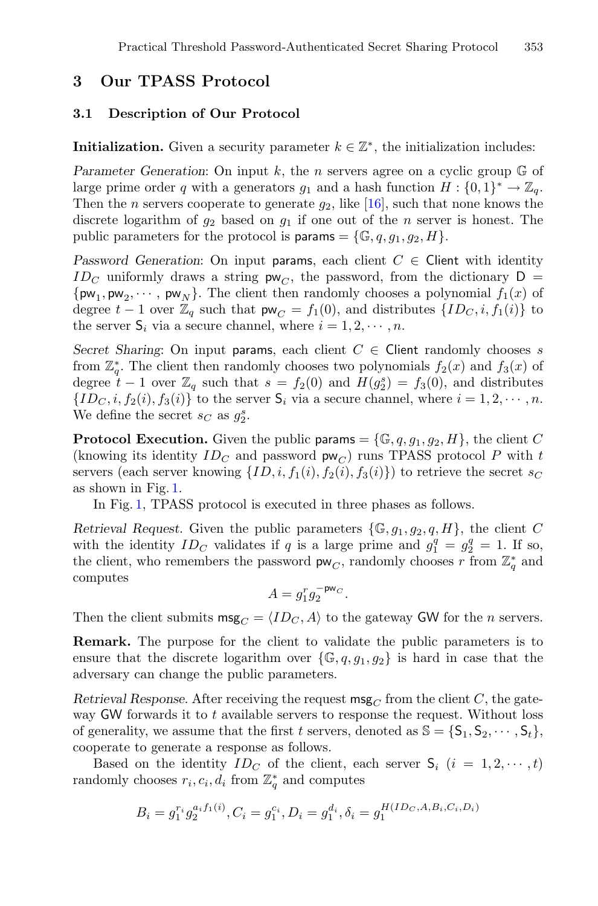## 3 Our TPASS Protocol

### 3.1 Description of Our Protocol

**Initialization.** Given a security parameter $k \in \mathbb{Z}^*$, the initialization includes:

*Parameter Generation*: On input $k$, the $n$ servers agree on a cyclic group $\mathbb{G}$ of large prime order $q$ with a generators $g_1$ and a hash function $H : \{0,1\}^* \rightarrow \mathbb{Z}_q$. Then the $n$ servers cooperate to generate $g_2$, like [16], such that none knows the discrete logarithm of $g_2$ based on $g_1$ if one out of the $n$ server is honest. The public parameters for the protocol is $\mathsf{params} = \{\mathbb{G}, q, g_1, g_2, H\}$.

*Password Generation*: On input $\mathsf{params}$, each client $C \in \mathsf{Client}$ with identity $ID_C$ uniformly draws a string $\mathsf{pw}_C$, the password, from the dictionary $\mathsf{D} = \{\mathsf{pw}_1, \mathsf{pw}_2, \cdots, \mathsf{pw}_N\}$. The client then randomly chooses a polynomial $f_1(x)$ of degree $t-1$ over $\mathbb{Z}_q$ such that $\mathsf{pw}_C = f_1(0)$, and distributes $\{ID_C, i, f_1(i)\}$ to the server $\mathsf{S}_i$ via a secure channel, where $i = 1, 2, \cdots, n$.

*Secret Sharing*: On input $\mathsf{params}$, each client $C \in \mathsf{Client}$ randomly chooses $s$ from $\mathbb{Z}_q^*$. The client then randomly chooses two polynomials $f_2(x)$ and $f_3(x)$ of degree $t-1$ over $\mathbb{Z}_q$ such that $s = f_2(0)$ and $H(g_2^s) = f_3(0)$, and distributes $\{ID_C, i, f_2(i), f_3(i)\}$ to the server $\mathsf{S}_i$ via a secure channel, where $i = 1, 2, \cdots, n$. We define the secret $s_C$ as $g_2^s$.

**Protocol Execution.** Given the public $\mathsf{params} = \{\mathbb{G}, q, g_1, g_2, H\}$, the client $C$ (knowing its identity $ID_C$ and password $\mathsf{pw}_C$) runs TPASS protocol $P$ with $t$ servers (each server knowing $\{ID, i, f_1(i), f_2(i), f_3(i)\}$) to retrieve the secret $s_C$ as shown in Fig. 1.

In Fig. 1, TPASS protocol is executed in three phases as follows.

*Retrieval Request*. Given the public parameters $\{\mathbb{G}, g_1, g_2, q, H\}$, the client $C$ with the identity $ID_C$ validates if $q$ is a large prime and $g_1^q = g_2^q = 1$. If so, the client, who remembers the password $\mathsf{pw}_C$, randomly chooses $r$ from $\mathbb{Z}_q^*$ and computes

$$A = g_1^r g_2^{-\mathsf{pw}_C}.$$

Then the client submits $\mathsf{msg}_C = \langle ID_C, A\rangle$ to the gateway $\mathsf{GW}$ for the $n$ servers.

**Remark.** The purpose for the client to validate the public parameters is to ensure that the discrete logarithm over $\{\mathbb{G}, q, g_1, g_2\}$ is hard in case that the adversary can change the public parameters.

*Retrieval Response*. After receiving the request $\mathsf{msg}_C$ from the client $C$, the gateway $\mathsf{GW}$ forwards it to $t$ available servers to response the request. Without loss of generality, we assume that the first $t$ servers, denoted as $\mathbb{S} = \{\mathsf{S}_1, \mathsf{S}_2, \cdots, \mathsf{S}_t\}$, cooperate to generate a response as follows.

Based on the identity $ID_C$ of the client, each server $\mathsf{S}_i$ $(i = 1, 2, \cdots, t)$ randomly chooses $r_i, c_i, d_i$ from $\mathbb{Z}_q^*$ and computes

$$B_i = g_1^{r_i} g_2^{a_i f_1(i)}, C_i = g_1^{c_i}, D_i = g_1^{d_i}, \delta_i = g_1^{H(ID_C, A, B_i, C_i, D_i)}$$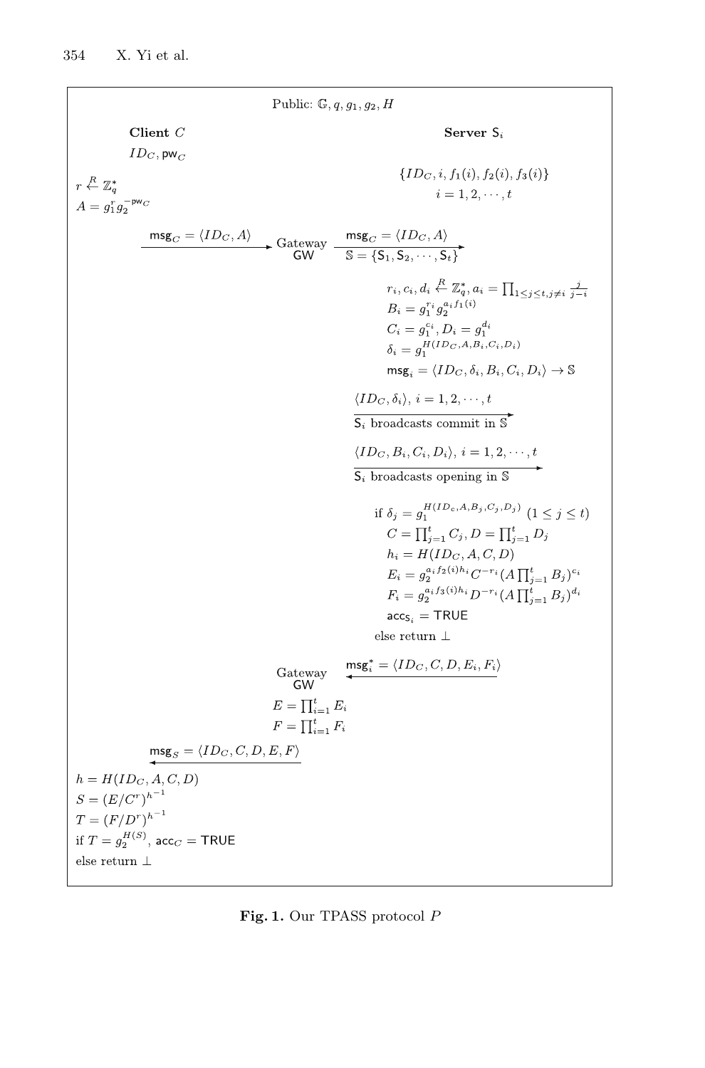Public: $\mathbb{G}, q, g_1, g_2, H$

**Client** $C$

$ID_C, \mathsf{pw}_C$

$r \xleftarrow{R} \mathbb{Z}_q^*$

$A = g_1^r g_2^{-\mathsf{pw}_C}$

$\mathsf{msg}_C = \langle ID_C, A \rangle \longrightarrow$ Gateway GW $\xrightarrow{\mathsf{msg}_C = \langle ID_C, A \rangle}$ $\mathbb{S} = \{\mathsf{S}_1, \mathsf{S}_2, \cdots, \mathsf{S}_t\}$

**Server** $\mathsf{S}_i$

$\{ID_C, i, f_1(i), f_2(i), f_3(i)\}$

$i = 1, 2, \cdots, t$

$r_i, c_i, d_i \xleftarrow{R} \mathbb{Z}_q^*, a_i = \prod_{1 \le j \le t, j \ne i} \frac{j}{j-i}$

$B_i = g_1^{r_i} g_2^{a_i f_1(i)}$

$C_i = g_1^{c_i}, D_i = g_1^{d_i}$

$\delta_i = g_1^{H(ID_C, A, B_i, C_i, D_i)}$

$\mathsf{msg}_i = \langle ID_C, \delta_i, B_i, C_i, D_i \rangle \to \mathbb{S}$

$\langle ID_C, \delta_i \rangle,\ i = 1, 2, \cdots, t$

$\mathsf{S}_i$ broadcasts commit in $\mathbb{S}$

$\langle ID_C, B_i, C_i, D_i \rangle,\ i = 1, 2, \cdots, t$

$\mathsf{S}_i$ broadcasts opening in $\mathbb{S}$

if $\delta_j = g_1^{H(ID_c, A, B_j, C_j, D_j)}$ $(1 \le j \le t)$

$C = \prod_{j=1}^t C_j, D = \prod_{j=1}^t D_j$

$h_i = H(ID_C, A, C, D)$

$E_i = g_2^{a_i f_2(i) h_i} C^{-r_i} (A \prod_{j=1}^t B_j)^{c_i}$

$F_i = g_2^{a_i f_3(i) h_i} D^{-r_i} (A \prod_{j=1}^t B_j)^{d_i}$

$\mathsf{acc}_{\mathsf{S}_i} = \mathsf{TRUE}$

else return $\perp$

Gateway GW $\xleftarrow{\mathsf{msg}_i^* = \langle ID_C, C, D, E_i, F_i \rangle}$

$E = \prod_{i=1}^t E_i$

$F = \prod_{i=1}^t F_i$

$\xleftarrow{\mathsf{msg}_S = \langle ID_C, C, D, E, F \rangle}$

$h = H(ID_C, A, C, D)$

$S = (E/C^r)^{h^{-1}}$

$T = (F/D^r)^{h^{-1}}$

if $T = g_2^{H(S)}$, $\mathsf{acc}_C = \mathsf{TRUE}$

else return $\perp$

**Fig. 1.** Our TPASS protocol $P$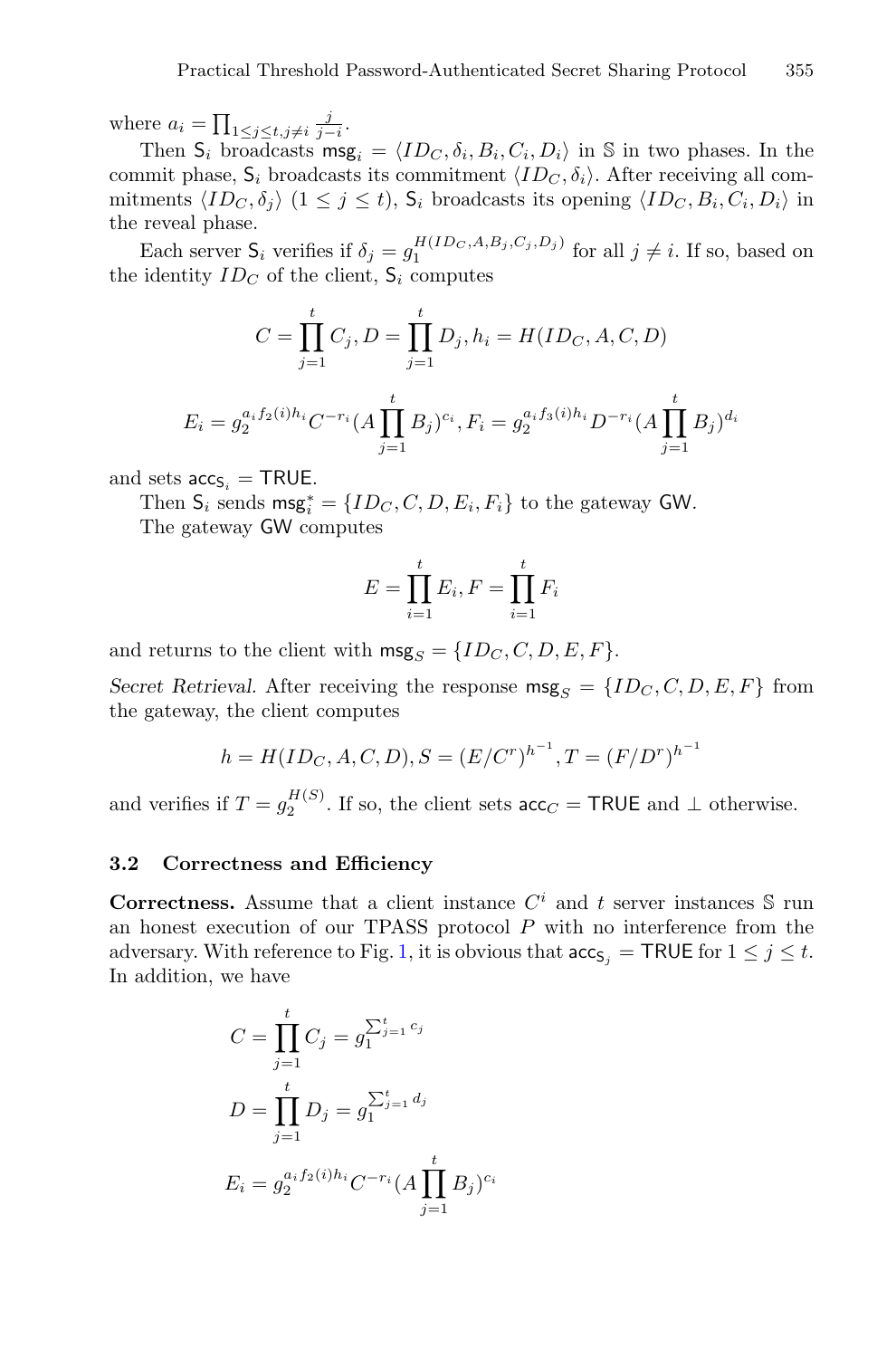where $a_i = \prod_{1 \le j \le t, j \ne i} \frac{j}{j-i}$.

Then $\mathsf{S}_i$ broadcasts $\mathsf{msg}_i = \langle ID_C, \delta_i, B_i, C_i, D_i \rangle$ in $\mathbb{S}$ in two phases. In the commit phase, $\mathsf{S}_i$ broadcasts its commitment $\langle ID_C, \delta_i \rangle$. After receiving all commitments $\langle ID_C, \delta_j \rangle$ $(1 \le j \le t)$, $\mathsf{S}_i$ broadcasts its opening $\langle ID_C, B_i, C_i, D_i \rangle$ in the reveal phase.

Each server $\mathsf{S}_i$ verifies if $\delta_j = g_1^{H(ID_C, A, B_j, C_j, D_j)}$ for all $j \ne i$. If so, based on the identity $ID_C$ of the client, $\mathsf{S}_i$ computes

$$C = \prod_{j=1}^{t} C_j, D = \prod_{j=1}^{t} D_j, h_i = H(ID_C, A, C, D)$$

$$E_i = g_2^{a_i f_2(i) h_i} C^{-r_i} (A \prod_{j=1}^{t} B_j)^{c_i}, F_i = g_2^{a_i f_3(i) h_i} D^{-r_i} (A \prod_{j=1}^{t} B_j)^{d_i}$$

and sets $\mathsf{acc}_{\mathsf{S}_i} = \mathsf{TRUE}$.

Then $\mathsf{S}_i$ sends $\mathsf{msg}_i^* = \{ID_C, C, D, E_i, F_i\}$ to the gateway $\mathsf{GW}$.

The gateway $\mathsf{GW}$ computes

$$E = \prod_{i=1}^{t} E_i, F = \prod_{i=1}^{t} F_i$$

and returns to the client with $\mathsf{msg}_S = \{ID_C, C, D, E, F\}$.

*Secret Retrieval.* After receiving the response $\mathsf{msg}_S = \{ID_C, C, D, E, F\}$ from the gateway, the client computes

$$h = H(ID_C, A, C, D), S = (E/C^r)^{h^{-1}}, T = (F/D^r)^{h^{-1}}$$

and verifies if $T = g_2^{H(S)}$. If so, the client sets $\mathsf{acc}_C = \mathsf{TRUE}$ and $\perp$ otherwise.

### 3.2 Correctness and Efficiency

**Correctness.** Assume that a client instance $C^i$ and $t$ server instances $\mathbb{S}$ run an honest execution of our TPASS protocol $P$ with no interference from the adversary. With reference to Fig. 1, it is obvious that $\mathsf{acc}_{\mathsf{S}_j} = \mathsf{TRUE}$ for $1 \le j \le t$. In addition, we have

$$C = \prod_{j=1}^{t} C_j = g_1^{\sum_{j=1}^{t} c_j}$$

$$D = \prod_{j=1}^{t} D_j = g_1^{\sum_{j=1}^{t} d_j}$$

$$E_i = g_2^{a_i f_2(i) h_i} C^{-r_i} (A \prod_{j=1}^{t} B_j)^{c_i}$$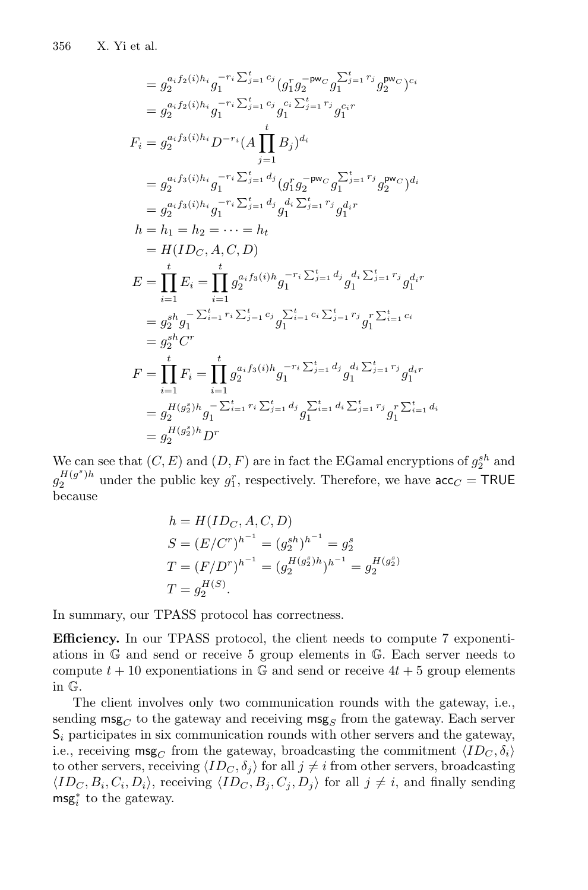$$
\begin{aligned}
&= g_2^{a_i f_2(i) h_i} g_1^{-r_i \sum_{j=1}^t c_j} (g_1^r g_2^{-\mathsf{pw}_C} g_1^{\sum_{j=1}^t r_j} g_2^{\mathsf{pw}_C})^{c_i} \\
&= g_2^{a_i f_2(i) h_i} g_1^{-r_i \sum_{j=1}^t c_j} g_1^{c_i \sum_{j=1}^t r_j} g_1^{c_i r} \\
F_i &= g_2^{a_i f_3(i) h_i} D^{-r_i} (A \prod_{j=1}^t B_j)^{d_i} \\
&= g_2^{a_i f_3(i) h_i} g_1^{-r_i \sum_{j=1}^t d_j} (g_1^r g_2^{-\mathsf{pw}_C} g_1^{\sum_{j=1}^t r_j} g_2^{\mathsf{pw}_C})^{d_i} \\
&= g_2^{a_i f_3(i) h_i} g_1^{-r_i \sum_{j=1}^t d_j} g_1^{d_i \sum_{j=1}^t r_j} g_1^{d_i r} \\
h &= h_1 = h_2 = \cdots = h_t \\
&= H(ID_C, A, C, D) \\
E &= \prod_{i=1}^t E_i = \prod_{i=1}^t g_2^{a_i f_3(i) h} g_1^{-r_i \sum_{j=1}^t d_j} g_1^{d_i \sum_{j=1}^t r_j} g_1^{d_i r} \\
&= g_2^{sh} g_1^{-\sum_{i=1}^t r_i \sum_{j=1}^t c_j} g_1^{\sum_{i=1}^t c_i \sum_{j=1}^t r_j} g_1^{r \sum_{i=1}^t c_i} \\
&= g_2^{sh} C^r \\
F &= \prod_{i=1}^t F_i = \prod_{i=1}^t g_2^{a_i f_3(i) h} g_1^{-r_i \sum_{j=1}^t d_j} g_1^{d_i \sum_{j=1}^t r_j} g_1^{d_i r} \\
&= g_2^{H(g_2^s) h} g_1^{-\sum_{i=1}^t r_i \sum_{j=1}^t d_j} g_1^{\sum_{i=1}^t d_i \sum_{j=1}^t r_j} g_1^{r \sum_{i=1}^t d_i} \\
&= g_2^{H(g_2^s) h} D^r
\end{aligned}
$$

We can see that $(C, E)$ and $(D, F)$ are in fact the EGamal encryptions of $g_2^{sh}$ and $g_2^{H(g^s)h}$ under the public key $g_1^r$, respectively. Therefore, we have $\mathsf{acc}_C = \mathsf{TRUE}$ because

$$
\begin{aligned}
h &= H(ID_C, A, C, D) \\
S &= (E/C^r)^{h^{-1}} = (g_2^{sh})^{h^{-1}} = g_2^s \\
T &= (F/D^r)^{h^{-1}} = (g_2^{H(g_2^s)h})^{h^{-1}} = g_2^{H(g_2^s)} \\
T &= g_2^{H(S)}.
\end{aligned}
$$

In summary, our TPASS protocol has correctness.

**Efficiency.** In our TPASS protocol, the client needs to compute 7 exponentiations in $\mathbb{G}$ and send or receive 5 group elements in $\mathbb{G}$. Each server needs to compute $t + 10$ exponentiations in $\mathbb{G}$ and send or receive $4t + 5$ group elements in $\mathbb{G}$.

The client involves only two communication rounds with the gateway, i.e., sending $\mathsf{msg}_C$ to the gateway and receiving $\mathsf{msg}_S$ from the gateway. Each server $\mathsf{S}_i$ participates in six communication rounds with other servers and the gateway, i.e., receiving $\mathsf{msg}_C$ from the gateway, broadcasting the commitment $\langle ID_C, \delta_i \rangle$ to other servers, receiving $\langle ID_C, \delta_j \rangle$ for all $j \neq i$ from other servers, broadcasting $\langle ID_C, B_i, C_i, D_i \rangle$, receiving $\langle ID_C, B_j, C_j, D_j \rangle$ for all $j \neq i$, and finally sending $\mathsf{msg}_i^*$ to the gateway.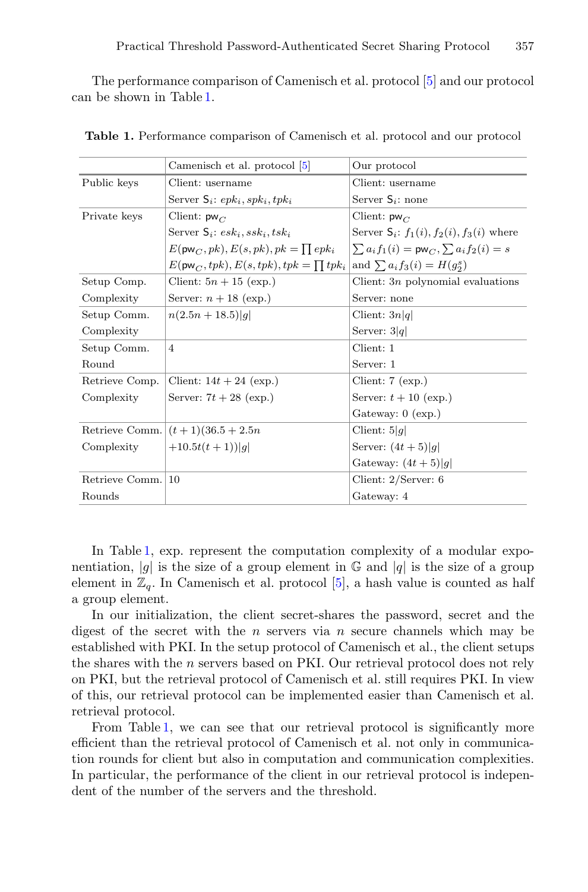The performance comparison of Camenisch et al. protocol [5] and our protocol can be shown in Table 1.

**Table 1.** Performance comparison of Camenisch et al. protocol and our protocol

| | Camenisch et al. protocol [5] | Our protocol |
|---|---|---|
| Public keys | Client: username<br>Server $\mathsf{S}_i$: $epk_i, spk_i, tpk_i$ | Client: username<br>Server $\mathsf{S}_i$: none |
| Private keys | Client: $\mathsf{pw}_C$<br>Server $\mathsf{S}_i$: $esk_i, ssk_i, tsk_i$<br>$E(\mathsf{pw}_C, pk), E(s, pk), pk = \prod epk_i$<br>$E(\mathsf{pw}_C, tpk), E(s, tpk), tpk = \prod tpk_i$ | Client: $\mathsf{pw}_C$<br>Server $\mathsf{S}_i$: $f_1(i), f_2(i), f_3(i)$ where<br>$\sum a_i f_1(i) = \mathsf{pw}_C, \sum a_i f_2(i) = s$<br>and $\sum a_i f_3(i) = H(g_2^s)$ |
| Setup Comp. Complexity | Client: $5n + 15$ (exp.)<br>Server: $n + 18$ (exp.) | Client: $3n$ polynomial evaluations<br>Server: none |
| Setup Comm. Complexity | $n(2.5n + 18.5)\|g\|$ | Client: $3n\|q\|$<br>Server: $3\|q\|$ |
| Setup Comm. Round | 4 | Client: 1<br>Server: 1 |
| Retrieve Comp. Complexity | Client: $14t + 24$ (exp.)<br>Server: $7t + 28$ (exp.) | Client: 7 (exp.)<br>Server: $t + 10$ (exp.)<br>Gateway: 0 (exp.) |
| Retrieve Comm. Complexity | $(t + 1)(36.5 + 2.5n$<br>$+ 10.5t(t + 1))\|g\|$ | Client: $5\|g\|$<br>Server: $(4t + 5)\|g\|$<br>Gateway: $(4t + 5)\|g\|$ |
| Retrieve Comm. Rounds | 10 | Client: 2/Server: 6<br>Gateway: 4 |

In Table 1, exp. represent the computation complexity of a modular exponentiation, $|g|$ is the size of a group element in $\mathbb{G}$ and $|q|$ is the size of a group element in $\mathbb{Z}_q$. In Camenisch et al. protocol [5], a hash value is counted as half a group element.

In our initialization, the client secret-shares the password, secret and the digest of the secret with the $n$ servers via $n$ secure channels which may be established with PKI. In the setup protocol of Camenisch et al., the client setups the shares with the $n$ servers based on PKI. Our retrieval protocol does not rely on PKI, but the retrieval protocol of Camenisch et al. still requires PKI. In view of this, our retrieval protocol can be implemented easier than Camenisch et al. retrieval protocol.

From Table 1, we can see that our retrieval protocol is significantly more efficient than the retrieval protocol of Camenisch et al. not only in communication rounds for client but also in computation and communication complexities. In particular, the performance of the client in our retrieval protocol is independent of the number of the servers and the threshold.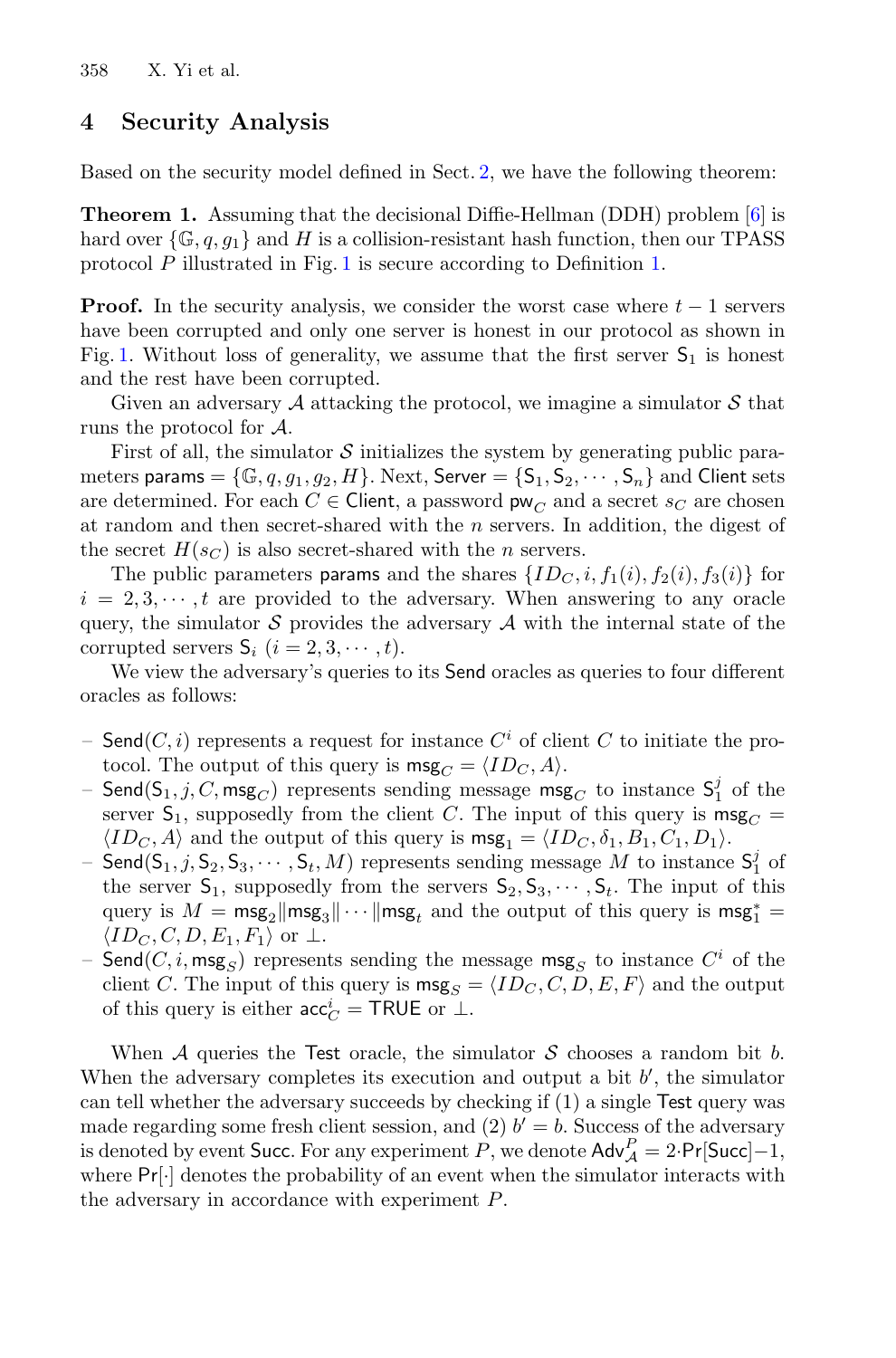## 4 Security Analysis

Based on the security model defined in Sect. 2, we have the following theorem:

**Theorem 1.** Assuming that the decisional Diffie-Hellman (DDH) problem [6] is hard over $\{\mathbb{G}, q, g_1\}$ and $H$ is a collision-resistant hash function, then our TPASS protocol $P$ illustrated in Fig. 1 is secure according to Definition 1.

**Proof.** In the security analysis, we consider the worst case where $t-1$ servers have been corrupted and only one server is honest in our protocol as shown in Fig. 1. Without loss of generality, we assume that the first server $\mathsf{S}_1$ is honest and the rest have been corrupted.

Given an adversary $\mathcal{A}$ attacking the protocol, we imagine a simulator $\mathcal{S}$ that runs the protocol for $\mathcal{A}$.

First of all, the simulator $\mathcal{S}$ initializes the system by generating public parameters $\mathsf{params} = \{\mathbb{G}, q, g_1, g_2, H\}$. Next, $\mathsf{Server} = \{\mathsf{S}_1, \mathsf{S}_2, \cdots, \mathsf{S}_n\}$ and $\mathsf{Client}$ sets are determined. For each $C \in \mathsf{Client}$, a password $\mathsf{pw}_C$ and a secret $s_C$ are chosen at random and then secret-shared with the $n$ servers. In addition, the digest of the secret $H(s_C)$ is also secret-shared with the $n$ servers.

The public parameters $\mathsf{params}$ and the shares $\{ID_C, i, f_1(i), f_2(i), f_3(i)\}$ for $i = 2, 3, \cdots, t$ are provided to the adversary. When answering to any oracle query, the simulator $\mathcal{S}$ provides the adversary $\mathcal{A}$ with the internal state of the corrupted servers $\mathsf{S}_i$ $(i = 2, 3, \cdots, t)$.

We view the adversary's queries to its $\mathsf{Send}$ oracles as queries to four different oracles as follows:

- $\mathsf{Send}(C, i)$ represents a request for instance $C^i$ of client $C$ to initiate the protocol. The output of this query is $\mathsf{msg}_C = \langle ID_C, A \rangle$.
- $\mathsf{Send}(\mathsf{S}_1, j, C, \mathsf{msg}_C)$ represents sending message $\mathsf{msg}_C$ to instance $\mathsf{S}_1^j$ of the server $\mathsf{S}_1$, supposedly from the client $C$. The input of this query is $\mathsf{msg}_C = \langle ID_C, A \rangle$ and the output of this query is $\mathsf{msg}_1 = \langle ID_C, \delta_1, B_1, C_1, D_1 \rangle$.
- $\mathsf{Send}(\mathsf{S}_1, j, \mathsf{S}_2, \mathsf{S}_3, \cdots, \mathsf{S}_t, M)$ represents sending message $M$ to instance $\mathsf{S}_1^j$ of the server $\mathsf{S}_1$, supposedly from the servers $\mathsf{S}_2, \mathsf{S}_3, \cdots, \mathsf{S}_t$. The input of this query is $M = \mathsf{msg}_2 \| \mathsf{msg}_3 \| \cdots \| \mathsf{msg}_t$ and the output of this query is $\mathsf{msg}_1^* = \langle ID_C, C, D, E_1, F_1 \rangle$ or $\perp$.
- $\mathsf{Send}(C, i, \mathsf{msg}_S)$ represents sending the message $\mathsf{msg}_S$ to instance $C^i$ of the client $C$. The input of this query is $\mathsf{msg}_S = \langle ID_C, C, D, E, F \rangle$ and the output of this query is either $\mathsf{acc}_C^i = \mathsf{TRUE}$ or $\perp$.

When $\mathcal{A}$ queries the $\mathsf{Test}$ oracle, the simulator $\mathcal{S}$ chooses a random bit $b$. When the adversary completes its execution and output a bit $b'$, the simulator can tell whether the adversary succeeds by checking if (1) a single $\mathsf{Test}$ query was made regarding some fresh client session, and (2) $b' = b$. Success of the adversary is denoted by event $\mathsf{Succ}$. For any experiment $P$, we denote $\mathsf{Adv}_{\mathcal{A}}^P = 2 \cdot \mathsf{Pr}[\mathsf{Succ}] - 1$, where $\mathsf{Pr}[\cdot]$ denotes the probability of an event when the simulator interacts with the adversary in accordance with experiment $P$.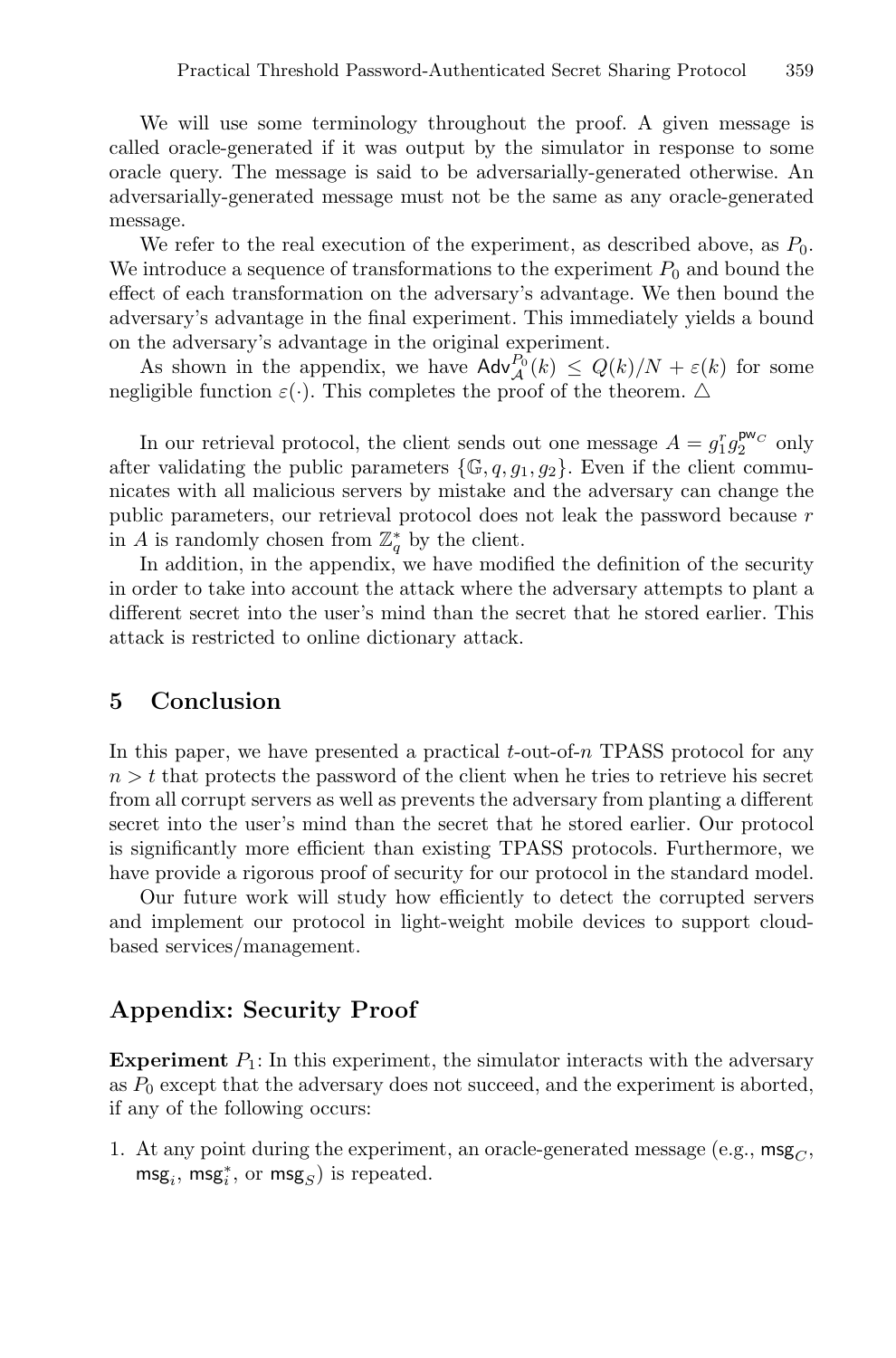We will use some terminology throughout the proof. A given message is called oracle-generated if it was output by the simulator in response to some oracle query. The message is said to be adversarially-generated otherwise. An adversarially-generated message must not be the same as any oracle-generated message.

We refer to the real execution of the experiment, as described above, as $P_0$. We introduce a sequence of transformations to the experiment $P_0$ and bound the effect of each transformation on the adversary's advantage. We then bound the adversary's advantage in the final experiment. This immediately yields a bound on the adversary's advantage in the original experiment.

As shown in the appendix, we have $\mathsf{Adv}_{\mathcal{A}}^{P_0}(k) \leq Q(k)/N + \varepsilon(k)$ for some negligible function $\varepsilon(\cdot)$. This completes the proof of the theorem. △

In our retrieval protocol, the client sends out one message $A = g_1^r g_2^{\mathsf{pw}_C}$ only after validating the public parameters $\{\mathbb{G}, q, g_1, g_2\}$. Even if the client communicates with all malicious servers by mistake and the adversary can change the public parameters, our retrieval protocol does not leak the password because $r$ in $A$ is randomly chosen from $\mathbb{Z}_q^*$ by the client.

In addition, in the appendix, we have modified the definition of the security in order to take into account the attack where the adversary attempts to plant a different secret into the user's mind than the secret that he stored earlier. This attack is restricted to online dictionary attack.

## 5 Conclusion

In this paper, we have presented a practical $t$-out-of-$n$ TPASS protocol for any $n > t$ that protects the password of the client when he tries to retrieve his secret from all corrupt servers as well as prevents the adversary from planting a different secret into the user's mind than the secret that he stored earlier. Our protocol is significantly more efficient than existing TPASS protocols. Furthermore, we have provide a rigorous proof of security for our protocol in the standard model.

Our future work will study how efficiently to detect the corrupted servers and implement our protocol in light-weight mobile devices to support cloud-based services/management.

## Appendix: Security Proof

**Experiment** $P_1$: In this experiment, the simulator interacts with the adversary as $P_0$ except that the adversary does not succeed, and the experiment is aborted, if any of the following occurs:

1. At any point during the experiment, an oracle-generated message (e.g., $\mathsf{msg}_C$, $\mathsf{msg}_i$, $\mathsf{msg}_i^*$, or $\mathsf{msg}_S$) is repeated.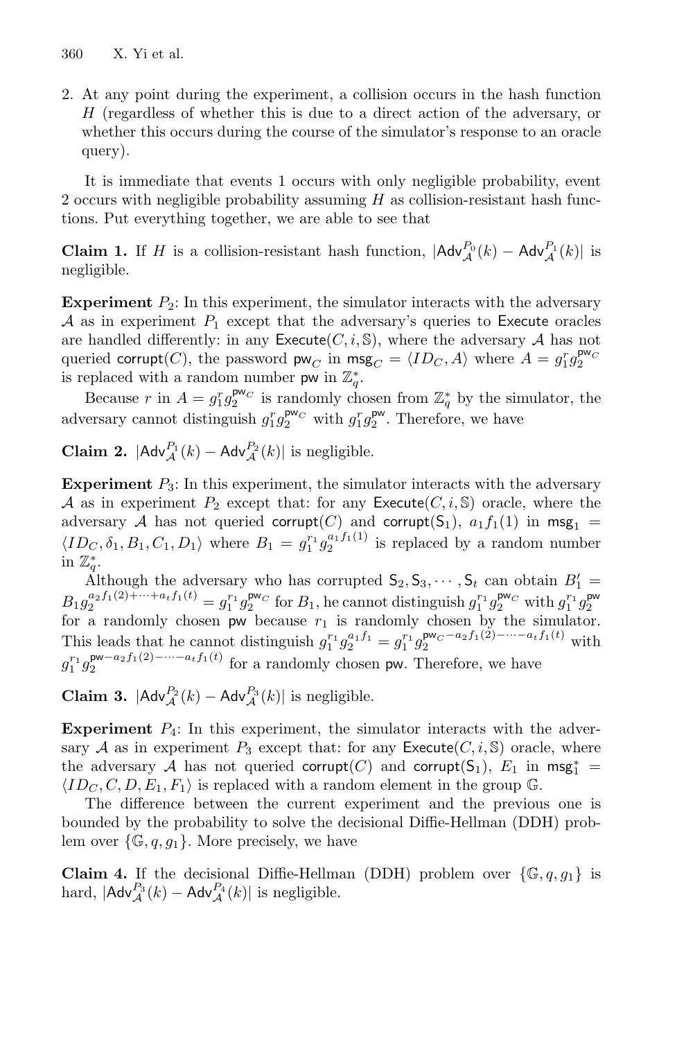2. At any point during the experiment, a collision occurs in the hash function $H$ (regardless of whether this is due to a direct action of the adversary, or whether this occurs during the course of the simulator's response to an oracle query).

It is immediate that events 1 occurs with only negligible probability, event 2 occurs with negligible probability assuming $H$ as collision-resistant hash functions. Put everything together, we are able to see that

**Claim 1.** If $H$ is a collision-resistant hash function, $|\mathsf{Adv}_{\mathcal{A}}^{P_0}(k) - \mathsf{Adv}_{\mathcal{A}}^{P_1}(k)|$ is negligible.

**Experiment** $P_2$: In this experiment, the simulator interacts with the adversary $\mathcal{A}$ as in experiment $P_1$ except that the adversary's queries to $\mathsf{Execute}$ oracles are handled differently: in any $\mathsf{Execute}(C, i, \mathbb{S})$, where the adversary $\mathcal{A}$ has not queried $\mathsf{corrupt}(C)$, the password $\mathsf{pw}_C$ in $\mathsf{msg}_C = \langle ID_C, A\rangle$ where $A = g_1^r g_2^{\mathsf{pw}_C}$ is replaced with a random number $\mathsf{pw}$ in $\mathbb{Z}_q^*$.

Because $r$ in $A = g_1^r g_2^{\mathsf{pw}_C}$ is randomly chosen from $\mathbb{Z}_q^*$ by the simulator, the adversary cannot distinguish $g_1^r g_2^{\mathsf{pw}_C}$ with $g_1^r g_2^{\mathsf{pw}}$. Therefore, we have

**Claim 2.** $|\mathsf{Adv}_{\mathcal{A}}^{P_1}(k) - \mathsf{Adv}_{\mathcal{A}}^{P_2}(k)|$ is negligible.

**Experiment** $P_3$: In this experiment, the simulator interacts with the adversary $\mathcal{A}$ as in experiment $P_2$ except that: for any $\mathsf{Execute}(C, i, \mathbb{S})$ oracle, where the adversary $\mathcal{A}$ has not queried $\mathsf{corrupt}(C)$ and $\mathsf{corrupt}(\mathsf{S}_1)$, $a_1 f_1(1)$ in $\mathsf{msg}_1 = \langle ID_C, \delta_1, B_1, C_1, D_1\rangle$ where $B_1 = g_1^{r_1} g_2^{a_1 f_1(1)}$ is replaced by a random number in $\mathbb{Z}_q^*$.

Although the adversary who has corrupted $\mathsf{S}_2, \mathsf{S}_3, \cdots, \mathsf{S}_t$ can obtain $B_1' = B_1 g_2^{a_2 f_1(2) + \cdots + a_t f_1(t)} = g_1^{r_1} g_2^{\mathsf{pw}_C}$ for $B_1$, he cannot distinguish $g_1^{r_1} g_2^{\mathsf{pw}_C}$ with $g_1^{r_1} g_2^{\mathsf{pw}}$ for a randomly chosen $\mathsf{pw}$ because $r_1$ is randomly chosen by the simulator. This leads that he cannot distinguish $g_1^{r_1} g_2^{a_1 f_1} = g_1^{r_1} g_2^{\mathsf{pw}_C - a_2 f_1(2) - \cdots - a_t f_1(t)}$ with $g_1^{r_1} g_2^{\mathsf{pw} - a_2 f_1(2) - \cdots - a_t f_1(t)}$ for a randomly chosen $\mathsf{pw}$. Therefore, we have

**Claim 3.** $|\mathsf{Adv}_{\mathcal{A}}^{P_2}(k) - \mathsf{Adv}_{\mathcal{A}}^{P_3}(k)|$ is negligible.

**Experiment** $P_4$: In this experiment, the simulator interacts with the adversary $\mathcal{A}$ as in experiment $P_3$ except that: for any $\mathsf{Execute}(C, i, \mathbb{S})$ oracle, where the adversary $\mathcal{A}$ has not queried $\mathsf{corrupt}(C)$ and $\mathsf{corrupt}(\mathsf{S}_1)$, $E_1$ in $\mathsf{msg}_1^* = \langle ID_C, C, D, E_1, F_1\rangle$ is replaced with a random element in the group $\mathbb{G}$.

The difference between the current experiment and the previous one is bounded by the probability to solve the decisional Diffie-Hellman (DDH) problem over $\{\mathbb{G}, q, g_1\}$. More precisely, we have

**Claim 4.** If the decisional Diffie-Hellman (DDH) problem over $\{\mathbb{G}, q, g_1\}$ is hard, $|\mathsf{Adv}_{\mathcal{A}}^{P_3}(k) - \mathsf{Adv}_{\mathcal{A}}^{P_4}(k)|$ is negligible.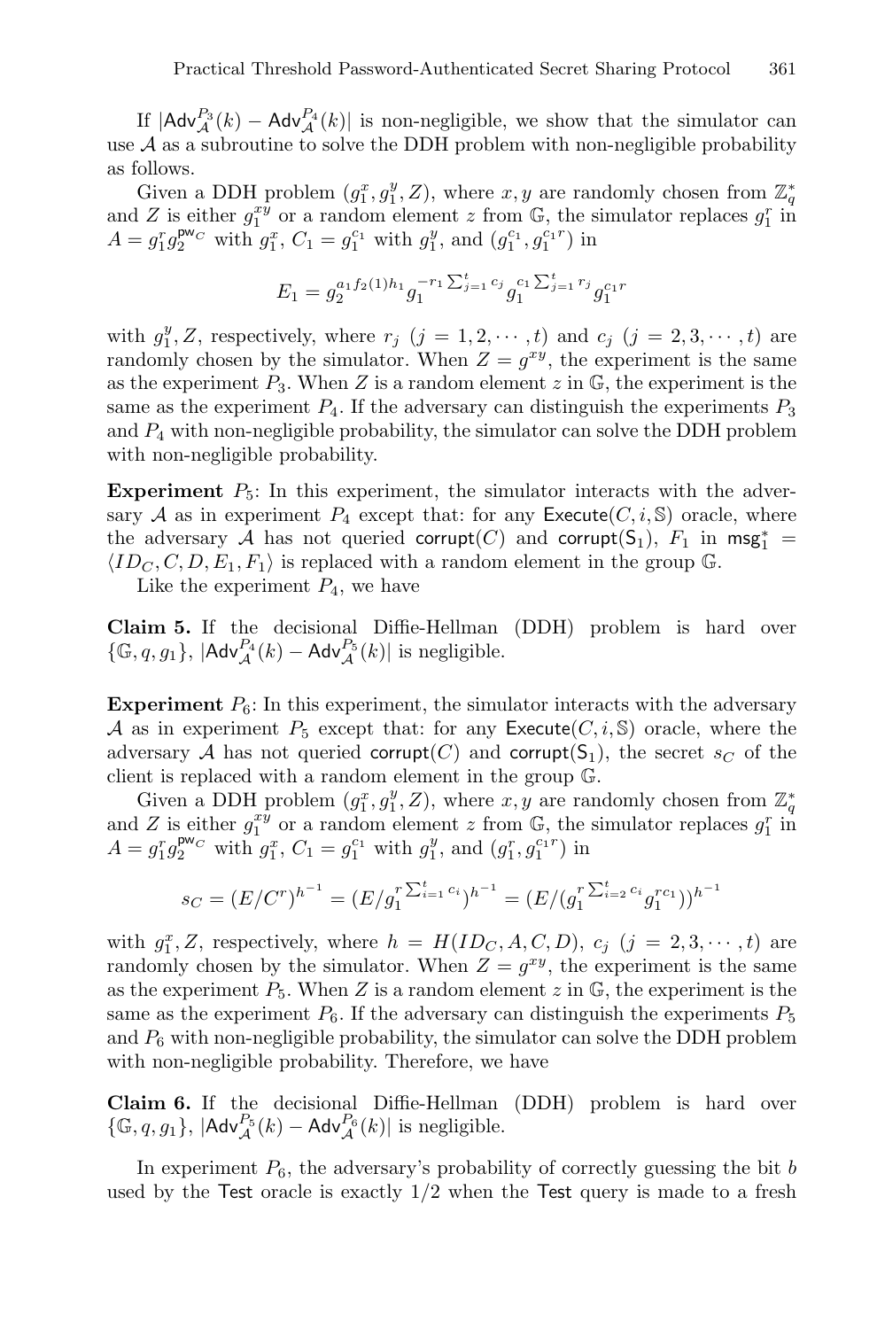If $|\mathsf{Adv}_{\mathcal{A}}^{P_3}(k) - \mathsf{Adv}_{\mathcal{A}}^{P_4}(k)|$ is non-negligible, we show that the simulator can use $\mathcal{A}$ as a subroutine to solve the DDH problem with non-negligible probability as follows.

Given a DDH problem $(g_1^x, g_1^y, Z)$, where $x, y$ are randomly chosen from $\mathbb{Z}_q^*$ and $Z$ is either $g_1^{xy}$ or a random element $z$ from $\mathbb{G}$, the simulator replaces $g_1^r$ in $A = g_1^r g_2^{\mathsf{pw}_C}$ with $g_1^x$, $C_1 = g_1^{c_1}$ with $g_1^y$, and $(g_1^{c_1}, g_1^{c_1 r})$ in

$$E_1 = g_2^{a_1 f_2(1) h_1} g_1^{-r_1 \sum_{j=1}^t c_j} g_1^{c_1 \sum_{j=1}^t r_j} g_1^{c_1 r}$$

with $g_1^y, Z$, respectively, where $r_j$ $(j = 1, 2, \cdots, t)$ and $c_j$ $(j = 2, 3, \cdots, t)$ are randomly chosen by the simulator. When $Z = g^{xy}$, the experiment is the same as the experiment $P_3$. When $Z$ is a random element $z$ in $\mathbb{G}$, the experiment is the same as the experiment $P_4$. If the adversary can distinguish the experiments $P_3$ and $P_4$ with non-negligible probability, the simulator can solve the DDH problem with non-negligible probability.

**Experiment** $P_5$: In this experiment, the simulator interacts with the adversary $\mathcal{A}$ as in experiment $P_4$ except that: for any $\mathsf{Execute}(C, i, \mathbb{S})$ oracle, where the adversary $\mathcal{A}$ has not queried $\mathsf{corrupt}(C)$ and $\mathsf{corrupt}(\mathsf{S}_1)$, $F_1$ in $\mathsf{msg}_1^* = \langle ID_C, C, D, E_1, F_1 \rangle$ is replaced with a random element in the group $\mathbb{G}$.

Like the experiment $P_4$, we have

**Claim 5.** If the decisional Diffie-Hellman (DDH) problem is hard over $\{\mathbb{G}, q, g_1\}$, $|\mathsf{Adv}_{\mathcal{A}}^{P_4}(k) - \mathsf{Adv}_{\mathcal{A}}^{P_5}(k)|$ is negligible.

**Experiment** $P_6$: In this experiment, the simulator interacts with the adversary $\mathcal{A}$ as in experiment $P_5$ except that: for any $\mathsf{Execute}(C, i, \mathbb{S})$ oracle, where the adversary $\mathcal{A}$ has not queried $\mathsf{corrupt}(C)$ and $\mathsf{corrupt}(\mathsf{S}_1)$, the secret $s_C$ of the client is replaced with a random element in the group $\mathbb{G}$.

Given a DDH problem $(g_1^x, g_1^y, Z)$, where $x, y$ are randomly chosen from $\mathbb{Z}_q^*$ and $Z$ is either $g_1^{xy}$ or a random element $z$ from $\mathbb{G}$, the simulator replaces $g_1^r$ in $A = g_1^r g_2^{\mathsf{pw}_C}$ with $g_1^x$, $C_1 = g_1^{c_1}$ with $g_1^y$, and $(g_1^r, g_1^{c_1 r})$ in

$$s_C = (E/C^r)^{h^{-1}} = (E/g_1^{r \sum_{i=1}^t c_i})^{h^{-1}} = (E/(g_1^{r \sum_{i=2}^t c_i} g_1^{r c_1}))^{h^{-1}}$$

with $g_1^x, Z$, respectively, where $h = H(ID_C, A, C, D)$, $c_j$ $(j = 2, 3, \cdots, t)$ are randomly chosen by the simulator. When $Z = g^{xy}$, the experiment is the same as the experiment $P_5$. When $Z$ is a random element $z$ in $\mathbb{G}$, the experiment is the same as the experiment $P_6$. If the adversary can distinguish the experiments $P_5$ and $P_6$ with non-negligible probability, the simulator can solve the DDH problem with non-negligible probability. Therefore, we have

**Claim 6.** If the decisional Diffie-Hellman (DDH) problem is hard over $\{\mathbb{G}, q, g_1\}$, $|\mathsf{Adv}_{\mathcal{A}}^{P_5}(k) - \mathsf{Adv}_{\mathcal{A}}^{P_6}(k)|$ is negligible.

In experiment $P_6$, the adversary's probability of correctly guessing the bit $b$ used by the $\mathsf{Test}$ oracle is exactly $1/2$ when the $\mathsf{Test}$ query is made to a fresh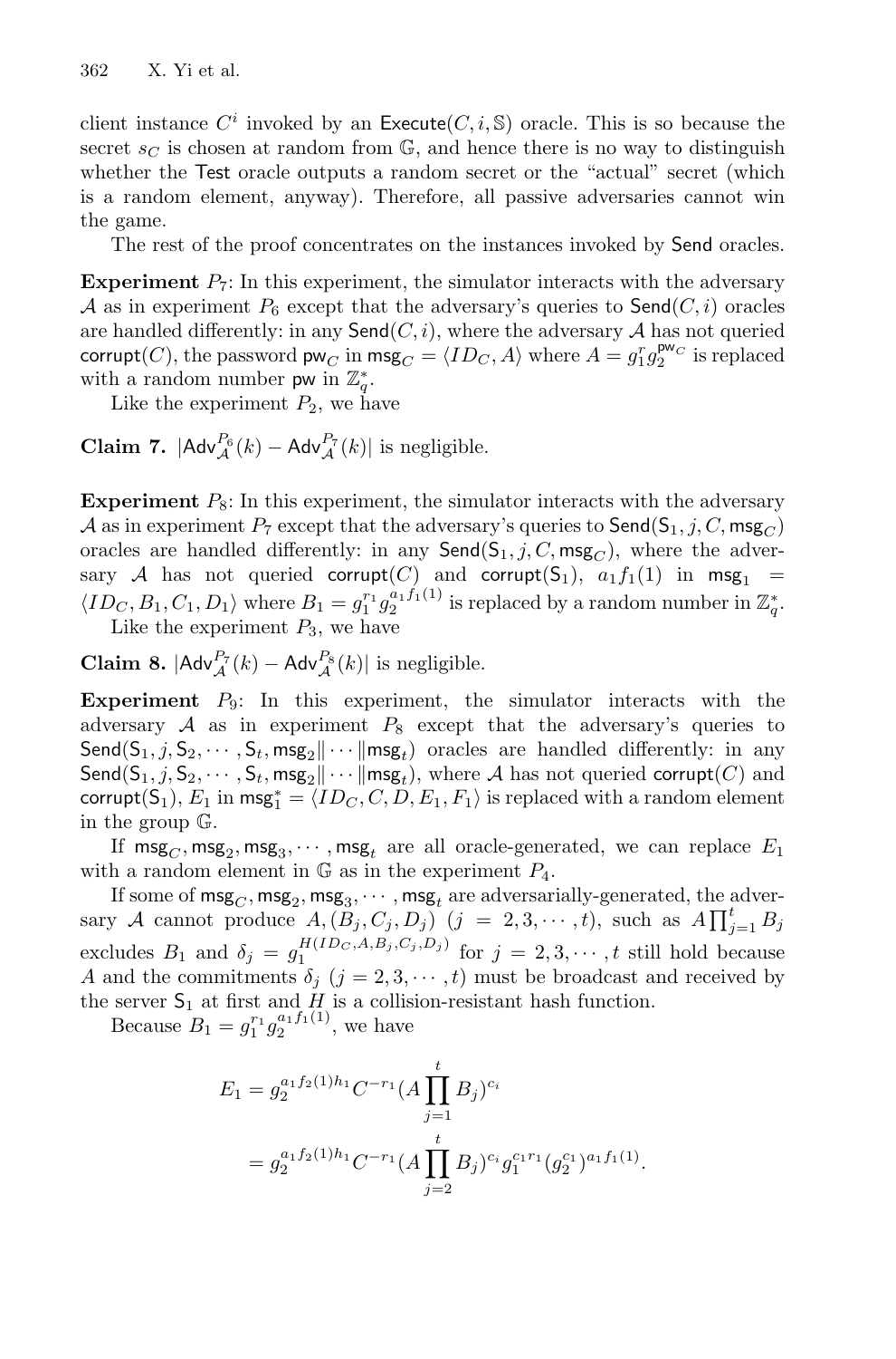client instance $C^i$ invoked by an $\mathsf{Execute}(C, i, \mathbb{S})$ oracle. This is so because the secret $s_C$ is chosen at random from $\mathbb{G}$, and hence there is no way to distinguish whether the $\mathsf{Test}$ oracle outputs a random secret or the "actual" secret (which is a random element, anyway). Therefore, all passive adversaries cannot win the game.

The rest of the proof concentrates on the instances invoked by $\mathsf{Send}$ oracles.

**Experiment** $P_7$: In this experiment, the simulator interacts with the adversary $\mathcal{A}$ as in experiment $P_6$ except that the adversary's queries to $\mathsf{Send}(C, i)$ oracles are handled differently: in any $\mathsf{Send}(C, i)$, where the adversary $\mathcal{A}$ has not queried $\mathsf{corrupt}(C)$, the password $\mathsf{pw}_C$ in $\mathsf{msg}_C = \langle ID_C, A\rangle$ where $A = g_1^r g_2^{\mathsf{pw}_C}$ is replaced with a random number $\mathsf{pw}$ in $\mathbb{Z}_q^*$.

Like the experiment $P_2$, we have

**Claim 7.** $|\mathsf{Adv}_{\mathcal{A}}^{P_6}(k) - \mathsf{Adv}_{\mathcal{A}}^{P_7}(k)|$ is negligible.

**Experiment** $P_8$: In this experiment, the simulator interacts with the adversary $\mathcal{A}$ as in experiment $P_7$ except that the adversary's queries to $\mathsf{Send}(\mathsf{S}_1, j, C, \mathsf{msg}_C)$ oracles are handled differently: in any $\mathsf{Send}(\mathsf{S}_1, j, C, \mathsf{msg}_C)$, where the adversary $\mathcal{A}$ has not queried $\mathsf{corrupt}(C)$ and $\mathsf{corrupt}(\mathsf{S}_1)$, $a_1 f_1(1)$ in $\mathsf{msg}_1 = \langle ID_C, B_1, C_1, D_1\rangle$ where $B_1 = g_1^{r_1} g_2^{a_1 f_1(1)}$ is replaced by a random number in $\mathbb{Z}_q^*$.

Like the experiment $P_3$, we have

**Claim 8.** $|\mathsf{Adv}_{\mathcal{A}}^{P_7}(k) - \mathsf{Adv}_{\mathcal{A}}^{P_8}(k)|$ is negligible.

**Experiment** $P_9$: In this experiment, the simulator interacts with the adversary $\mathcal{A}$ as in experiment $P_8$ except that the adversary's queries to $\mathsf{Send}(\mathsf{S}_1, j, \mathsf{S}_2, \cdots, \mathsf{S}_t, \mathsf{msg}_2\|\cdots\|\mathsf{msg}_t)$ oracles are handled differently: in any $\mathsf{Send}(\mathsf{S}_1, j, \mathsf{S}_2, \cdots, \mathsf{S}_t, \mathsf{msg}_2\|\cdots\|\mathsf{msg}_t)$, where $\mathcal{A}$ has not queried $\mathsf{corrupt}(C)$ and $\mathsf{corrupt}(\mathsf{S}_1)$, $E_1$ in $\mathsf{msg}_1^* = \langle ID_C, C, D, E_1, F_1\rangle$ is replaced with a random element in the group $\mathbb{G}$.

If $\mathsf{msg}_C, \mathsf{msg}_2, \mathsf{msg}_3, \cdots, \mathsf{msg}_t$ are all oracle-generated, we can replace $E_1$ with a random element in $\mathbb{G}$ as in the experiment $P_4$.

If some of $\mathsf{msg}_C, \mathsf{msg}_2, \mathsf{msg}_3, \cdots, \mathsf{msg}_t$ are adversarially-generated, the adversary $\mathcal{A}$ cannot produce $A, (B_j, C_j, D_j)$ $(j = 2, 3, \cdots, t)$, such as $A\prod_{j=1}^t B_j$ excludes $B_1$ and $\delta_j = g_1^{H(ID_C, A, B_j, C_j, D_j)}$ for $j = 2, 3, \cdots, t$ still hold because $A$ and the commitments $\delta_j$ $(j = 2, 3, \cdots, t)$ must be broadcast and received by the server $\mathsf{S}_1$ at first and $H$ is a collision-resistant hash function.

Because $B_1 = g_1^{r_1} g_2^{a_1 f_1(1)}$, we have

$$
\begin{aligned}
E_1 &= g_2^{a_1 f_2(1) h_1} C^{-r_1} (A \prod_{j=1}^{t} B_j)^{c_i} \\
&= g_2^{a_1 f_2(1) h_1} C^{-r_1} (A \prod_{j=2}^{t} B_j)^{c_i} g_1^{c_1 r_1} (g_2^{c_1})^{a_1 f_1(1)}.
\end{aligned}
$$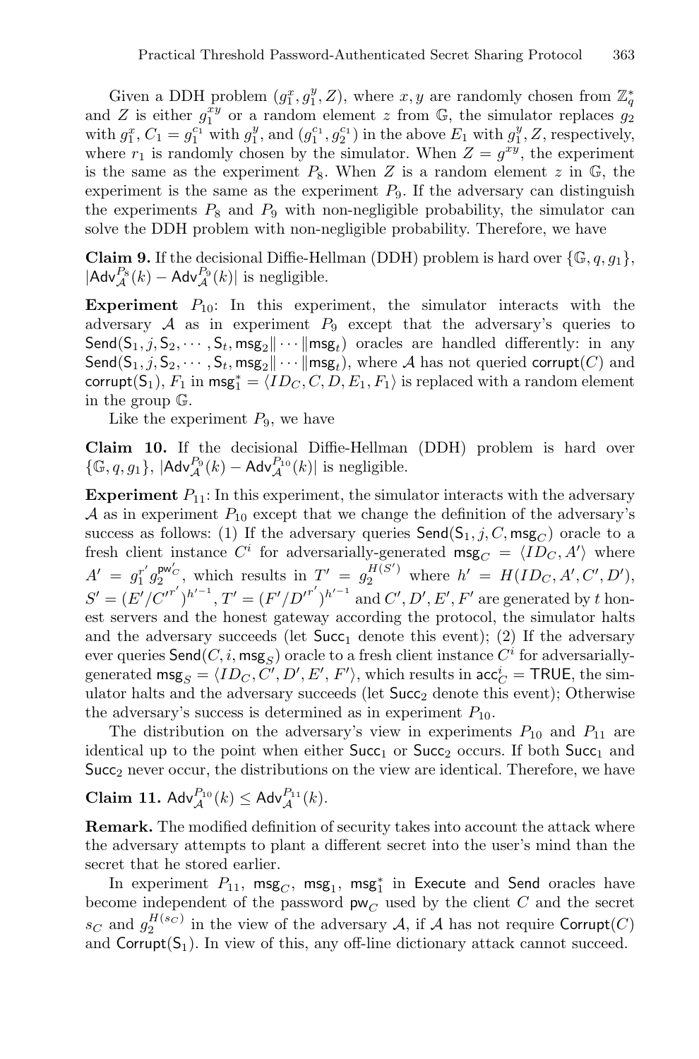Given a DDH problem $(g_1^x, g_1^y, Z)$, where $x, y$ are randomly chosen from $\mathbb{Z}_q^*$ and $Z$ is either $g_1^{xy}$ or a random element $z$ from $\mathbb{G}$, the simulator replaces $g_2$ with $g_1^x$, $C_1 = g_1^{c_1}$ with $g_1^y$, and $(g_1^{c_1}, g_2^{c_1})$ in the above $E_1$ with $g_1^y, Z$, respectively, where $r_1$ is randomly chosen by the simulator. When $Z = g^{xy}$, the experiment is the same as the experiment $P_8$. When $Z$ is a random element $z$ in $\mathbb{G}$, the experiment is the same as the experiment $P_9$. If the adversary can distinguish the experiments $P_8$ and $P_9$ with non-negligible probability, the simulator can solve the DDH problem with non-negligible probability. Therefore, we have

**Claim 9.** If the decisional Diffie-Hellman (DDH) problem is hard over $\{\mathbb{G}, q, g_1\}$, $|\mathsf{Adv}_{\mathcal{A}}^{P_8}(k) - \mathsf{Adv}_{\mathcal{A}}^{P_9}(k)|$ is negligible.

**Experiment** $P_{10}$: In this experiment, the simulator interacts with the adversary $\mathcal{A}$ as in experiment $P_9$ except that the adversary's queries to $\mathsf{Send}(\mathsf{S}_1, j, \mathsf{S}_2, \cdots, \mathsf{S}_t, \mathsf{msg}_2 \| \cdots \| \mathsf{msg}_t)$ oracles are handled differently: in any $\mathsf{Send}(\mathsf{S}_1, j, \mathsf{S}_2, \cdots, \mathsf{S}_t, \mathsf{msg}_2 \| \cdots \| \mathsf{msg}_t)$, where $\mathcal{A}$ has not queried $\mathsf{corrupt}(C)$ and $\mathsf{corrupt}(\mathsf{S}_1)$, $F_1$ in $\mathsf{msg}_1^* = \langle ID_C, C, D, E_1, F_1 \rangle$ is replaced with a random element in the group $\mathbb{G}$.

Like the experiment $P_9$, we have

**Claim 10.** If the decisional Diffie-Hellman (DDH) problem is hard over $\{\mathbb{G}, q, g_1\}$, $|\mathsf{Adv}_{\mathcal{A}}^{P_9}(k) - \mathsf{Adv}_{\mathcal{A}}^{P_{10}}(k)|$ is negligible.

**Experiment** $P_{11}$: In this experiment, the simulator interacts with the adversary $\mathcal{A}$ as in experiment $P_{10}$ except that we change the definition of the adversary's success as follows: (1) If the adversary queries $\mathsf{Send}(\mathsf{S}_1, j, C, \mathsf{msg}_C)$ oracle to a fresh client instance $C^i$ for adversarially-generated $\mathsf{msg}_C = \langle ID_C, A' \rangle$ where $A' = g_1^{r'} g_2^{\mathsf{pw}'_C}$, which results in $T' = g_2^{H(S')}$ where $h' = H(ID_C, A', C', D')$, $S' = (E'/C'^{r'})^{h'^{-1}}, T' = (F'/D'^{r'})^{h'^{-1}}$ and $C', D', E', F'$ are generated by $t$ honest servers and the honest gateway according the protocol, the simulator halts and the adversary succeeds (let $\mathsf{Succ}_1$ denote this event); (2) If the adversary ever queries $\mathsf{Send}(C, i, \mathsf{msg}_S)$ oracle to a fresh client instance $C^i$ for adversarially-generated $\mathsf{msg}_S = \langle ID_C, C', D', E', F' \rangle$, which results in $\mathsf{acc}_C^i = \mathsf{TRUE}$, the simulator halts and the adversary succeeds (let $\mathsf{Succ}_2$ denote this event); Otherwise the adversary's success is determined as in experiment $P_{10}$.

The distribution on the adversary's view in experiments $P_{10}$ and $P_{11}$ are identical up to the point when either $\mathsf{Succ}_1$ or $\mathsf{Succ}_2$ occurs. If both $\mathsf{Succ}_1$ and $\mathsf{Succ}_2$ never occur, the distributions on the view are identical. Therefore, we have

**Claim 11.** $\mathsf{Adv}_{\mathcal{A}}^{P_{10}}(k) \leq \mathsf{Adv}_{\mathcal{A}}^{P_{11}}(k)$.

**Remark.** The modified definition of security takes into account the attack where the adversary attempts to plant a different secret into the user's mind than the secret that he stored earlier.

In experiment $P_{11}$, $\mathsf{msg}_C$, $\mathsf{msg}_1$, $\mathsf{msg}_1^*$ in $\mathsf{Execute}$ and $\mathsf{Send}$ oracles have become independent of the password $\mathsf{pw}_C$ used by the client $C$ and the secret $s_C$ and $g_2^{H(s_C)}$ in the view of the adversary $\mathcal{A}$, if $\mathcal{A}$ has not require $\mathsf{Corrupt}(C)$ and $\mathsf{Corrupt}(\mathsf{S}_1)$. In view of this, any off-line dictionary attack cannot succeed.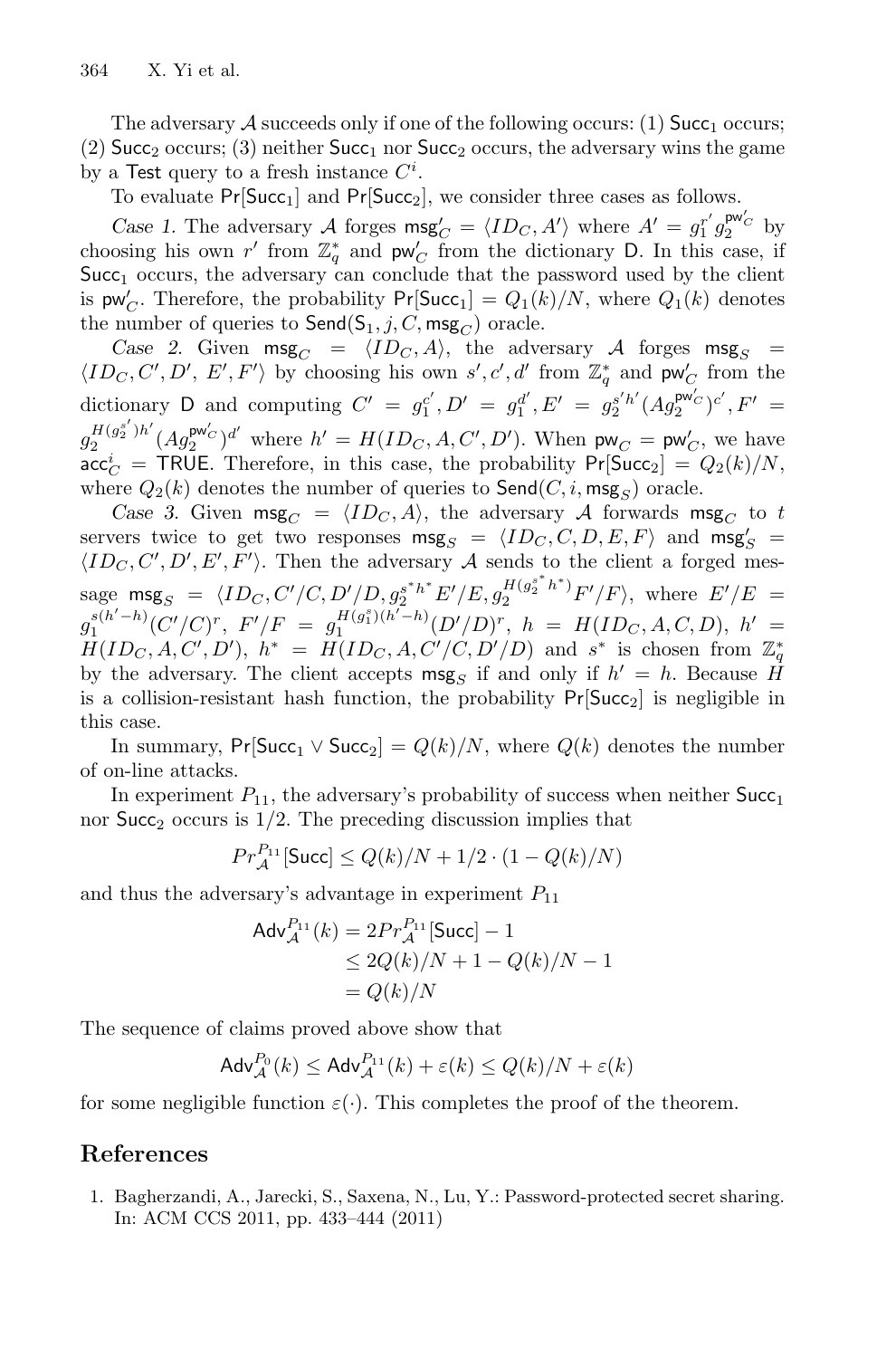The adversary $\mathcal{A}$ succeeds only if one of the following occurs: (1) $\mathsf{Succ}_1$ occurs; (2) $\mathsf{Succ}_2$ occurs; (3) neither $\mathsf{Succ}_1$ nor $\mathsf{Succ}_2$ occurs, the adversary wins the game by a $\mathsf{Test}$ query to a fresh instance $C^i$.

To evaluate $\Pr[\mathsf{Succ}_1]$ and $\Pr[\mathsf{Succ}_2]$, we consider three cases as follows.

*Case 1.* The adversary $\mathcal{A}$ forges $\mathsf{msg}'_C = \langle ID_C, A' \rangle$ where $A' = g_1^{r'} g_2^{\mathsf{pw}'_C}$ by choosing his own $r'$ from $\mathbb{Z}_q^*$ and $\mathsf{pw}'_C$ from the dictionary $\mathsf{D}$. In this case, if $\mathsf{Succ}_1$ occurs, the adversary can conclude that the password used by the client is $\mathsf{pw}'_C$. Therefore, the probability $\Pr[\mathsf{Succ}_1] = Q_1(k)/N$, where $Q_1(k)$ denotes the number of queries to $\mathsf{Send}(\mathsf{S}_1, j, C, \mathsf{msg}_C)$ oracle.

*Case 2.* Given $\mathsf{msg}_C = \langle ID_C, A \rangle$, the adversary $\mathcal{A}$ forges $\mathsf{msg}_S = \langle ID_C, C', D', E', F' \rangle$ by choosing his own $s', c', d'$ from $\mathbb{Z}_q^*$ and $\mathsf{pw}'_C$ from the dictionary $\mathsf{D}$ and computing $C' = g_1^{c'}, D' = g_1^{d'}, E' = g_2^{s'h'}(A g_2^{\mathsf{pw}'_C})^{c'}, F' = g_2^{H(g_2^{s'})h'}(A g_2^{\mathsf{pw}'_C})^{d'}$ where $h' = H(ID_C, A, C', D')$. When $\mathsf{pw}_C = \mathsf{pw}'_C$, we have $\mathsf{acc}_C^i = \mathsf{TRUE}$. Therefore, in this case, the probability $\Pr[\mathsf{Succ}_2] = Q_2(k)/N$, where $Q_2(k)$ denotes the number of queries to $\mathsf{Send}(C, i, \mathsf{msg}_S)$ oracle.

*Case 3.* Given $\mathsf{msg}_C = \langle ID_C, A \rangle$, the adversary $\mathcal{A}$ forwards $\mathsf{msg}_C$ to $t$ servers twice to get two responses $\mathsf{msg}_S = \langle ID_C, C, D, E, F \rangle$ and $\mathsf{msg}'_S = \langle ID_C, C', D', E', F' \rangle$. Then the adversary $\mathcal{A}$ sends to the client a forged message $\mathsf{msg}_S = \langle ID_C, C'/C, D'/D, g_2^{s^* h^*} E'/E, g_2^{H(g_2^{s^*} h^*)} F'/F \rangle$, where $E'/E = g_1^{s(h'-h)}(C'/C)^r$, $F'/F = g_1^{H(g_1^s)(h'-h)}(D'/D)^r$, $h = H(ID_C, A, C, D)$, $h' = H(ID_C, A, C', D')$, $h^* = H(ID_C, A, C'/C, D'/D)$ and $s^*$ is chosen from $\mathbb{Z}_q^*$ by the adversary. The client accepts $\mathsf{msg}_S$ if and only if $h' = h$. Because $H$ is a collision-resistant hash function, the probability $\Pr[\mathsf{Succ}_2]$ is negligible in this case.

In summary, $\Pr[\mathsf{Succ}_1 \vee \mathsf{Succ}_2] = Q(k)/N$, where $Q(k)$ denotes the number of on-line attacks.

In experiment $P_{11}$, the adversary's probability of success when neither $\mathsf{Succ}_1$ nor $\mathsf{Succ}_2$ occurs is $1/2$. The preceding discussion implies that

$$Pr_{\mathcal{A}}^{P_{11}}[\mathsf{Succ}] \leq Q(k)/N + 1/2 \cdot (1 - Q(k)/N)$$

and thus the adversary's advantage in experiment $P_{11}$

$$\begin{aligned}
\mathsf{Adv}_{\mathcal{A}}^{P_{11}}(k) &= 2 Pr_{\mathcal{A}}^{P_{11}}[\mathsf{Succ}] - 1 \\
&\leq 2Q(k)/N + 1 - Q(k)/N - 1 \\
&= Q(k)/N
\end{aligned}$$

The sequence of claims proved above show that

$$\mathsf{Adv}_{\mathcal{A}}^{P_0}(k) \leq \mathsf{Adv}_{\mathcal{A}}^{P_{11}}(k) + \varepsilon(k) \leq Q(k)/N + \varepsilon(k)$$

for some negligible function $\varepsilon(\cdot)$. This completes the proof of the theorem.

## References

1. Bagherzandi, A., Jarecki, S., Saxena, N., Lu, Y.: Password-protected secret sharing. In: ACM CCS 2011, pp. 433–444 (2011)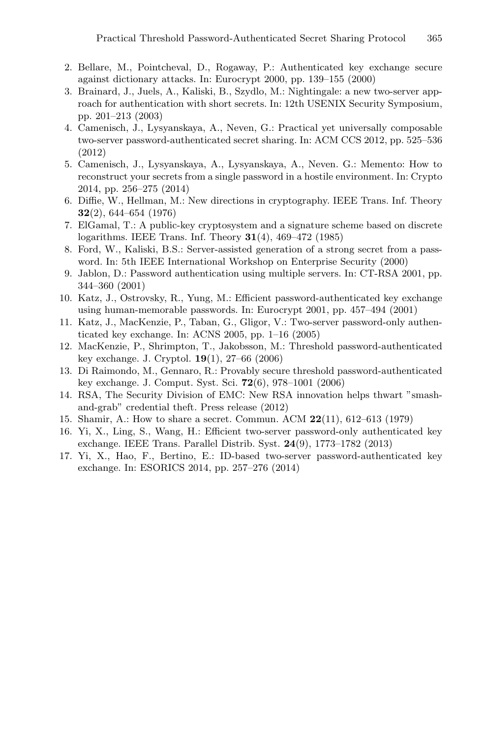2. Bellare, M., Pointcheval, D., Rogaway, P.: Authenticated key exchange secure against dictionary attacks. In: Eurocrypt 2000, pp. 139–155 (2000)
3. Brainard, J., Juels, A., Kaliski, B., Szydlo, M.: Nightingale: a new two-server approach for authentication with short secrets. In: 12th USENIX Security Symposium, pp. 201–213 (2003)
4. Camenisch, J., Lysyanskaya, A., Neven, G.: Practical yet universally composable two-server password-authenticated secret sharing. In: ACM CCS 2012, pp. 525–536 (2012)
5. Camenisch, J., Lysyanskaya, A., Lysyanskaya, A., Neven. G.: Memento: How to reconstruct your secrets from a single password in a hostile environment. In: Crypto 2014, pp. 256–275 (2014)
6. Diffie, W., Hellman, M.: New directions in cryptography. IEEE Trans. Inf. Theory **32**(2), 644–654 (1976)
7. ElGamal, T.: A public-key cryptosystem and a signature scheme based on discrete logarithms. IEEE Trans. Inf. Theory **31**(4), 469–472 (1985)
8. Ford, W., Kaliski, B.S.: Server-assisted generation of a strong secret from a password. In: 5th IEEE International Workshop on Enterprise Security (2000)
9. Jablon, D.: Password authentication using multiple servers. In: CT-RSA 2001, pp. 344–360 (2001)
10. Katz, J., Ostrovsky, R., Yung, M.: Efficient password-authenticated key exchange using human-memorable passwords. In: Eurocrypt 2001, pp. 457–494 (2001)
11. Katz, J., MacKenzie, P., Taban, G., Gligor, V.: Two-server password-only authenticated key exchange. In: ACNS 2005, pp. 1–16 (2005)
12. MacKenzie, P., Shrimpton, T., Jakobsson, M.: Threshold password-authenticated key exchange. J. Cryptol. **19**(1), 27–66 (2006)
13. Di Raimondo, M., Gennaro, R.: Provably secure threshold password-authenticated key exchange. J. Comput. Syst. Sci. **72**(6), 978–1001 (2006)
14. RSA, The Security Division of EMC: New RSA innovation helps thwart "smash-and-grab" credential theft. Press release (2012)
15. Shamir, A.: How to share a secret. Commun. ACM **22**(11), 612–613 (1979)
16. Yi, X., Ling, S., Wang, H.: Efficient two-server password-only authenticated key exchange. IEEE Trans. Parallel Distrib. Syst. **24**(9), 1773–1782 (2013)
17. Yi, X., Hao, F., Bertino, E.: ID-based two-server password-authenticated key exchange. In: ESORICS 2014, pp. 257–276 (2014)